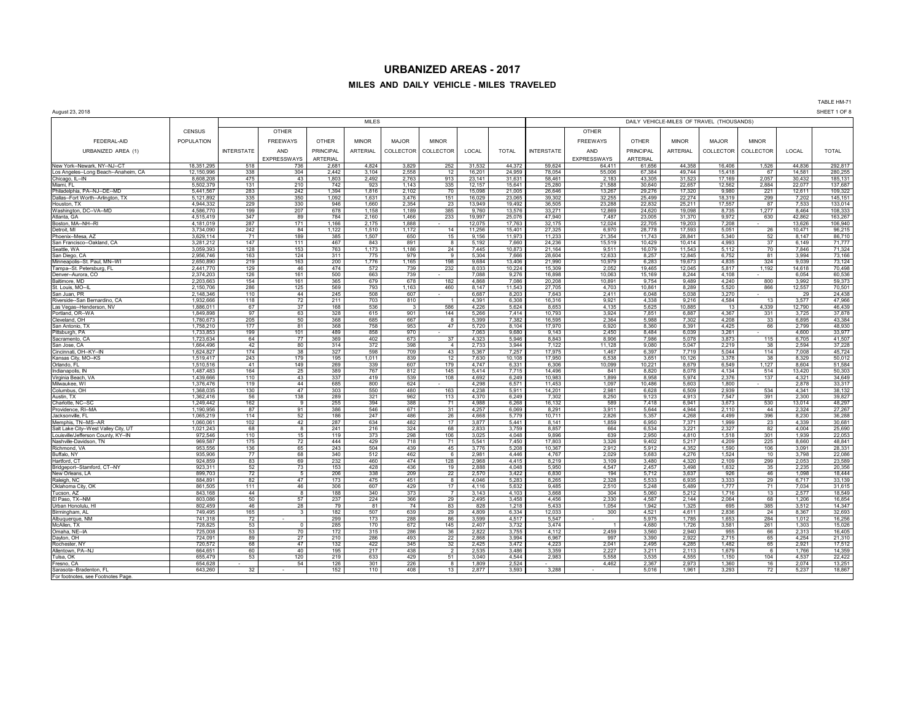# URBANIZED AREAS - 2017

## MILES AND DAILY VEHICLE - MILES TRAVELED

TABLE HM-71

August 23, 2018

SHEET 1 OF 8

| FEDERAL-AID URBANIZED AREA (1) | CENSUS POPULATION | MILES | | | | | | | | DAILY VEHICLE-MILES OF TRAVEL (THOUSANDS) | | | | | | | |
|---|---|---|---|---|---|---|---|---|---|---|---|---|---|---|---|---|---|
| | | INTERSTATE | OTHER FREEWAYS AND EXPRESSWAYS | OTHER PRINCIPAL ARTERIAL | MINOR ARTERIAL | MAJOR COLLECTOR | MINOR COLLECTOR | LOCAL | TOTAL | INTERSTATE | OTHER FREEWAYS AND EXPRESSWAYS | OTHER PRINCIPAL ARTERIAL | MINOR ARTERIAL | MAJOR COLLECTOR | MINOR COLLECTOR | LOCAL | TOTAL |
| New York--Newark, NY--NJ--CT | 18,351,295 | 518 | 736 | 2,681 | 4,824 | 3,829 | 252 | 31,532 | 44,372 | 59,624 | 64,411 | 61,656 | 44,358 | 16,406 | 1,526 | 44,836 | 292,817 |
| Los Angeles--Long Beach--Anaheim, CA | 12,150,996 | 338 | 304 | 2,442 | 3,104 | 2,558 | 12 | 16,201 | 24,959 | 78,054 | 55,006 | 67,384 | 49,744 | 15,418 | 67 | 14,581 | 280,255 |
| Chicago, IL--IN | 8,608,208 | 475 | 43 | 1,803 | 2,492 | 2,763 | 913 | 23,141 | 31,631 | 58,461 | 2,183 | 43,305 | 31,523 | 17,169 | 2,057 | 30,432 | 185,131 |
| Miami, FL | 5,502,379 | 131 | 210 | 742 | 923 | 1,143 | 335 | 12,157 | 15,641 | 25,280 | 21,588 | 30,640 | 22,657 | 12,562 | 2,884 | 22,077 | 137,687 |
| Philadelphia, PA--NJ--DE--MD | 5,441,567 | 283 | 242 | 1,394 | 1,816 | 2,102 | 70 | 15,098 | 21,005 | 26,846 | 13,267 | 29,276 | 17,320 | 9,980 | 221 | 12,611 | 109,522 |
| Dallas--Fort Worth--Arlington, TX | 5,121,892 | 335 | 350 | 1,092 | 1,631 | 3,476 | 151 | 16,029 | 23,065 | 39,302 | 32,255 | 25,499 | 22,274 | 18,319 | 299 | 7,202 | 145,151 |
| Houston, TX | 4,944,332 | 229 | 330 | 946 | 1,660 | 2,354 | 23 | 13,949 | 19,492 | 36,505 | 23,288 | 22,832 | 25,211 | 17,557 | 87 | 7,533 | 133,014 |
| Washington, DC--VA--MD | 4,586,770 | 199 | 207 | 678 | 1,158 | 1,189 | 385 | 9,760 | 13,576 | 33,271 | 12,869 | 24,620 | 19,098 | 8,735 | 1,277 | 8,464 | 108,333 |
| Atlanta, GA | 4,515,419 | 347 | 89 | 784 | 2,160 | 1,466 | 233 | 19,997 | 25,076 | 47,940 | 7,487 | 23,005 | 31,370 | 9,972 | 630 | 42,862 | 163,267 |
| Boston, MA--NH--RI | 4,181,019 | 287 | 171 | 1,166 | 2,175 | 1,888 | - | 12,075 | 17,763 | 32,175 | 12,024 | 22,705 | 19,203 | 7,208 | - | 13,626 | 106,940 |
| Detroit, MI | 3,734,090 | 242 | 84 | 1,122 | 1,510 | 1,172 | 14 | 11,256 | 15,401 | 27,325 | 6,970 | 28,778 | 17,593 | 5,051 | 26 | 10,471 | 96,215 |
| Phoenix--Mesa, AZ | 3,629,114 | 71 | 189 | 385 | 1,507 | 650 | 15 | 9,156 | 11,973 | 11,233 | 21,354 | 11,743 | 28,841 | 5,340 | 52 | 8,147 | 86,710 |
| San Francisco--Oakland, CA | 3,281,212 | 147 | 111 | 467 | 843 | 891 | 8 | 5,192 | 7,660 | 24,236 | 15,519 | 10,429 | 10,414 | 4,993 | 37 | 6,149 | 71,777 |
| Seattle, WA | 3,059,393 | 128 | 153 | 763 | 1,173 | 1,186 | 24 | 7,445 | 10,873 | 21,164 | 9,511 | 16,079 | 11,543 | 5,112 | 70 | 7,846 | 71,324 |
| San Diego, CA | 2,956,746 | 163 | 124 | 311 | 775 | 979 | 9 | 5,304 | 7,666 | 28,604 | 12,633 | 8,257 | 12,845 | 6,752 | 81 | 3,994 | 73,166 |
| Minneapolis--St. Paul, MN--WI | 2,650,890 | 219 | 163 | 200 | 1,776 | 1,165 | 198 | 9,684 | 13,406 | 21,990 | 10,979 | 6,283 | 19,673 | 4,835 | 324 | 9,039 | 73,124 |
| Tampa--St. Petersburg, FL | 2,441,770 | 129 | 46 | 474 | 572 | 739 | 232 | 8,033 | 10,224 | 15,309 | 2,052 | 19,465 | 12,045 | 5,817 | 1,192 | 14,618 | 70,498 |
| Denver--Aurora, CO | 2,374,203 | 126 | 161 | 500 | 663 | 739 | - | 7,088 | 9,276 | 16,898 | 10,063 | 15,169 | 8,244 | 4,108 | - | 6,054 | 60,536 |
| Baltimore, MD | 2,203,663 | 154 | 161 | 365 | 679 | 678 | 182 | 4,868 | 7,086 | 20,208 | 10,891 | 9,754 | 9,489 | 4,240 | 800 | 3,992 | 59,373 |
| St. Louis, MO--IL | 2,150,706 | 286 | 125 | 569 | 793 | 1,163 | 460 | 8,147 | 11,543 | 27,705 | 4,703 | 10,861 | 8,289 | 5,520 | 866 | 12,557 | 70,501 |
| San Juan, PR | 2,148,346 | 110 | 44 | 245 | 508 | 607 | - | 6,687 | 8,203 | 7,643 | 2,411 | 6,048 | 5,038 | 3,270 | - | 29 | 24,438 |
| Riverside--San Bernardino, CA | 1,932,666 | 118 | 72 | 211 | 703 | 810 | 1 | 4,391 | 6,308 | 16,316 | 9,921 | 4,338 | 9,216 | 4,584 | 13 | 3,577 | 47,966 |
| Las Vegas--Henderson, NV | 1,886,011 | 67 | 37 | 168 | 536 | 3 | 586 | 4,226 | 5,624 | 8,653 | 4,135 | 5,625 | 10,885 | 13 | 4,339 | 12,790 | 46,439 |
| Portland, OR--WA | 1,849,898 | 97 | 63 | 328 | 615 | 901 | 144 | 5,266 | 7,414 | 10,793 | 3,924 | 7,851 | 6,887 | 4,367 | 331 | 3,725 | 37,878 |
| Cleveland, OH | 1,780,673 | 205 | 50 | 368 | 685 | 667 | 8 | 5,399 | 7,382 | 16,595 | 2,364 | 5,988 | 7,302 | 4,208 | 33 | 6,895 | 43,384 |
| San Antonio, TX | 1,758,210 | 177 | 81 | 368 | 758 | 953 | 47 | 5,720 | 8,104 | 17,970 | 6,920 | 8,360 | 8,391 | 4,425 | 66 | 2,799 | 48,930 |
| Pittsburgh, PA | 1,733,853 | 199 | 101 | 489 | 858 | 970 | - | 7,063 | 9,680 | 9,143 | 2,450 | 8,484 | 6,039 | 3,261 | - | 4,600 | 33,977 |
| Sacramento, CA | 1,723,634 | 64 | 77 | 369 | 402 | 673 | 37 | 4,323 | 5,946 | 8,843 | 8,906 | 7,986 | 5,078 | 3,873 | 115 | 6,705 | 41,507 |
| San Jose, CA | 1,664,496 | 42 | 80 | 314 | 372 | 398 | 4 | 2,733 | 3,944 | 7,122 | 11,128 | 9,080 | 5,047 | 2,219 | 38 | 2,594 | 37,228 |
| Cincinnati, OH--KY--IN | 1,624,827 | 174 | 38 | 327 | 598 | 709 | 43 | 5,367 | 7,257 | 17,975 | 1,467 | 6,397 | 7,719 | 5,044 | 114 | 7,008 | 45,724 |
| Kansas City, MO--KS | 1,519,417 | 243 | 179 | 195 | 1,011 | 839 | 12 | 7,630 | 10,108 | 17,950 | 6,538 | 3,651 | 10,126 | 3,378 | 38 | 8,329 | 50,012 |
| Orlando, FL | 1,510,516 | 41 | 149 | 269 | 339 | 607 | 179 | 4,747 | 6,331 | 6,306 | 10,099 | 10,221 | 8,679 | 6,549 | 1,127 | 8,604 | 51,584 |
| Indianapolis, IN | 1,487,483 | 164 | 25 | 389 | 767 | 812 | 145 | 5,414 | 7,715 | 14,496 | 841 | 8,820 | 8,078 | 4,134 | 514 | 13,420 | 50,303 |
| Virginia Beach, VA | 1,439,666 | 110 | 43 | 337 | 419 | 539 | 108 | 4,692 | 6,249 | 10,983 | 1,899 | 8,958 | 5,974 | 2,376 | 137 | 4,321 | 34,649 |
| Milwaukee, WI | 1,376,476 | 119 | 44 | 685 | 800 | 624 | - | 4,298 | 6,571 | 11,453 | 1,097 | 10,486 | 5,603 | 1,800 | - | 2,878 | 33,317 |
| Columbus, OH | 1,368,035 | 130 | 47 | 303 | 550 | 480 | 163 | 4,238 | 5,911 | 14,201 | 2,981 | 6,628 | 6,509 | 2,939 | 534 | 4,341 | 38,132 |
| Austin, TX | 1,362,416 | 56 | 138 | 289 | 321 | 962 | 113 | 4,370 | 6,249 | 7,302 | 8,250 | 9,123 | 4,913 | 7,547 | 391 | 2,300 | 39,827 |
| Charlotte, NC--SC | 1,249,442 | 162 | 9 | 255 | 394 | 388 | 71 | 4,988 | 6,268 | 16,132 | 589 | 7,418 | 6,941 | 3,673 | 530 | 13,014 | 48,297 |
| Providence, RI--MA | 1,190,956 | 87 | 91 | 386 | 546 | 671 | 31 | 4,257 | 6,069 | 8,291 | 3,911 | 5,644 | 4,944 | 2,110 | 44 | 2,324 | 27,267 |
| Jacksonville, FL | 1,065,219 | 114 | 52 | 186 | 247 | 486 | 26 | 4,668 | 5,779 | 10,711 | 2,826 | 5,357 | 4,268 | 4,499 | 396 | 8,230 | 36,288 |
| Memphis, TN--MS--AR | 1,060,061 | 102 | 42 | 287 | 634 | 482 | 17 | 3,877 | 5,441 | 8,141 | 1,859 | 6,950 | 7,371 | 1,999 | 23 | 4,339 | 30,681 |
| Salt Lake City--West Valley City, UT | 1,021,243 | 68 | 8 | 241 | 216 | 324 | 68 | 2,833 | 3,759 | 8,857 | 664 | 6,534 | 3,221 | 2,327 | 82 | 4,004 | 25,690 |
| Louisville/Jefferson County, KY--IN | 972,546 | 110 | 15 | 119 | 373 | 298 | 106 | 3,025 | 4,048 | 9,896 | 639 | 2,950 | 4,810 | 1,518 | 301 | 1,939 | 22,053 |
| Nashville-Davidson, TN | 969,587 | 175 | 72 | 444 | 429 | 718 | 71 | 5,541 | 7,450 | 17,803 | 3,326 | 9,402 | 5,217 | 4,209 | 225 | 8,660 | 48,841 |
| Richmond, VA | 953,556 | 136 | 65 | 243 | 504 | 439 | 45 | 3,776 | 5,208 | 10,367 | 2,912 | 5,912 | 4,352 | 1,590 | 106 | 3,091 | 28,331 |
| Buffalo, NY | 935,906 | 77 | 68 | 340 | 512 | 462 | 6 | 2,981 | 4,446 | 4,767 | 2,029 | 5,683 | 4,276 | 1,524 | 10 | 3,798 | 22,086 |
| Hartford, CT | 924,859 | 83 | 69 | 232 | 460 | 474 | 128 | 2,968 | 4,415 | 8,219 | 3,109 | 3,480 | 4,320 | 2,109 | 299 | 2,053 | 23,589 |
| Bridgeport--Stamford, CT--NY | 923,311 | 52 | 73 | 153 | 428 | 436 | 19 | 2,888 | 4,048 | 5,950 | 4,547 | 2,457 | 3,498 | 1,632 | 35 | 2,235 | 20,356 |
| New Orleans, LA | 899,703 | 72 | 5 | 206 | 338 | 209 | 22 | 2,570 | 3,422 | 6,830 | 194 | 5,712 | 3,637 | 926 | 46 | 1,098 | 18,444 |
| Raleigh, NC | 884,891 | 82 | 47 | 173 | 475 | 451 | 8 | 4,046 | 5,283 | 8,265 | 2,328 | 5,533 | 6,935 | 3,333 | 29 | 6,717 | 33,139 |
| Oklahoma City, OK | 861,505 | 111 | 46 | 306 | 607 | 429 | 17 | 4,116 | 5,632 | 9,485 | 2,510 | 5,248 | 5,489 | 1,777 | 71 | 7,034 | 31,615 |
| Tucson, AZ | 843,168 | 44 | 8 | 188 | 340 | 373 | 7 | 3,143 | 4,103 | 3,668 | 304 | 5,060 | 5,212 | 1,716 | 13 | 2,577 | 18,549 |
| El Paso, TX--NM | 803,086 | 50 | 57 | 237 | 224 | 366 | 29 | 2,495 | 3,458 | 4,456 | 2,330 | 4,587 | 2,144 | 2,064 | 68 | 1,206 | 16,854 |
| Urban Honolulu, HI | 802,459 | 46 | 28 | 79 | 81 | 74 | 83 | 828 | 1,218 | 5,433 | 1,054 | 1,942 | 1,325 | 695 | 385 | 3,512 | 14,347 |
| Birmingham, AL | 749,495 | 165 | 3 | 182 | 507 | 639 | 29 | 4,809 | 6,334 | 12,033 | 300 | 4,521 | 4,611 | 2,836 | 24 | 8,367 | 32,693 |
| Albuquerque, NM | 741,318 | 72 | - | 299 | 173 | 288 | 86 | 3,599 | 4,517 | 5,547 | - | 5,975 | 1,785 | 1,653 | 284 | 1,012 | 16,256 |
| McAllen, TX | 728,825 | 53 | 0 | 285 | 170 | 672 | 145 | 2,407 | 3,732 | 3,474 | 1 | 4,680 | 1,726 | 3,581 | 261 | 1,303 | 15,026 |
| Omaha, NE--IA | 725,008 | 53 | 70 | 172 | 315 | 286 | 36 | 2,822 | 3,755 | 4,112 | 2,459 | 3,560 | 2,940 | 955 | 66 | 2,313 | 16,405 |
| Dayton, OH | 724,091 | 89 | 27 | 210 | 286 | 493 | 22 | 2,868 | 3,994 | 6,967 | 997 | 3,390 | 2,922 | 2,715 | 65 | 4,254 | 21,310 |
| Rochester, NY | 720,572 | 68 | 47 | 132 | 422 | 345 | 32 | 2,425 | 3,472 | 4,223 | 2,041 | 2,495 | 4,285 | 1,482 | 65 | 2,921 | 17,512 |
| Allentown, PA--NJ | 664,651 | 60 | 40 | 195 | 217 | 438 | 2 | 2,535 | 3,486 | 3,359 | 2,227 | 3,211 | 2,113 | 1,679 | 6 | 1,766 | 14,359 |
| Tulsa, OK | 655,479 | 53 | 120 | 219 | 633 | 429 | 51 | 3,040 | 4,544 | 2,983 | 5,558 | 3,535 | 4,555 | 1,150 | 104 | 4,537 | 22,422 |
| Fresno, CA | 654,628 | - | 54 | 126 | 301 | 226 | 8 | 1,809 | 2,524 | - | 4,462 | 2,367 | 2,973 | 1,360 | 16 | 2,074 | 13,251 |
| Sarasota--Bradenton, FL | 643,260 | 32 | - | 152 | 110 | 408 | 13 | 2,877 | 3,593 | 3,288 | - | 5,016 | 1,961 | 3,293 | 72 | 5,237 | 18,867 |

For footnotes, see Footnotes Page.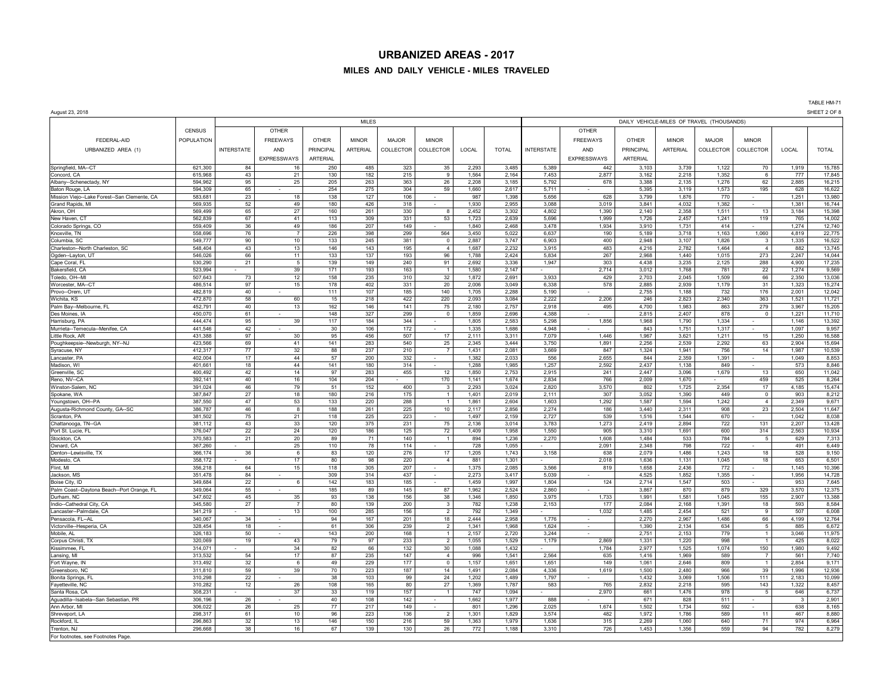# URBANIZED AREAS - 2017

## MILES AND DAILY VEHICLE - MILES TRAVELED

TABLE HM-71

August 23, 2018

SHEET 2 OF 8

| FEDERAL-AID URBANIZED AREA (1) | CENSUS POPULATION | MILES | | | | | | | | DAILY VEHICLE-MILES OF TRAVEL (THOUSANDS) | | | | | | | |
|---|---|---|---|---|---|---|---|---|---|---|---|---|---|---|---|---|---|
| | | INTERSTATE | OTHER FREEWAYS AND EXPRESSWAYS | OTHER PRINCIPAL ARTERIAL | MINOR ARTERIAL | MAJOR COLLECTOR | MINOR COLLECTOR | LOCAL | TOTAL | INTERSTATE | OTHER FREEWAYS AND EXPRESSWAYS | OTHER PRINCIPAL ARTERIAL | MINOR ARTERIAL | MAJOR COLLECTOR | MINOR COLLECTOR | LOCAL | TOTAL |
| Springfield, MA--CT | 621,300 | 84 | 16 | 250 | 485 | 323 | 35 | 2,293 | 3,485 | 5,389 | 442 | 3,103 | 3,739 | 1,122 | 70 | 1,919 | 15,785 |
| Concord, CA | 615,968 | 43 | 21 | 130 | 182 | 215 | 9 | 1,564 | 2,164 | 7,453 | 2,877 | 3,162 | 2,218 | 1,352 | 6 | 777 | 17,845 |
| Albany--Schenectady, NY | 594,962 | 95 | 25 | 205 | 263 | 363 | 26 | 2,208 | 3,185 | 5,792 | 678 | 3,388 | 2,135 | 1,276 | 62 | 2,885 | 16,215 |
| Baton Rouge, LA | 594,309 | 65 | - | 254 | 275 | 304 | 59 | 1,660 | 2,617 | 5,711 | - | 5,395 | 3,119 | 1,573 | 195 | 628 | 16,622 |
| Mission Viejo--Lake Forest--San Clemente, CA | 583,681 | 23 | 18 | 138 | 127 | 106 | - | 987 | 1,398 | 5,656 | 628 | 3,799 | 1,876 | 770 | - | 1,251 | 13,980 |
| Grand Rapids, MI | 569,935 | 52 | 49 | 180 | 426 | 318 | - | 1,930 | 2,955 | 3,088 | 3,019 | 3,841 | 4,032 | 1,382 | - | 1,381 | 16,744 |
| Akron, OH | 569,499 | 65 | 27 | 160 | 261 | 330 | 8 | 2,452 | 3,302 | 4,802 | 1,390 | 2,140 | 2,358 | 1,511 | 13 | 3,184 | 15,398 |
| New Haven, CT | 562,839 | 67 | 41 | 113 | 309 | 331 | 53 | 1,723 | 2,639 | 5,696 | 1,999 | 1,726 | 2,457 | 1,241 | 119 | 765 | 14,002 |
| Colorado Springs, CO | 559,409 | 36 | 49 | 186 | 207 | 149 | - | 1,840 | 2,468 | 3,478 | 1,934 | 3,910 | 1,731 | 414 | - | 1,274 | 12,740 |
| Knoxville, TN | 558,696 | 76 | 7 | 226 | 398 | 299 | 564 | 3,450 | 5,022 | 6,637 | 190 | 5,189 | 3,718 | 1,163 | 1,060 | 4,819 | 22,775 |
| Columbia, SC | 549,777 | 90 | 10 | 133 | 245 | 381 | 0 | 2,887 | 3,747 | 6,903 | 400 | 2,948 | 3,107 | 1,826 | 3 | 1,335 | 16,522 |
| Charleston--North Charleston, SC | 548,404 | 43 | 13 | 146 | 143 | 195 | 4 | 1,687 | 2,232 | 3,915 | 483 | 4,216 | 2,782 | 1,464 | 4 | 882 | 13,745 |
| Ogden--Layton, UT | 546,026 | 66 | 11 | 133 | 137 | 193 | 96 | 1,788 | 2,424 | 5,834 | 267 | 2,968 | 1,440 | 1,015 | 273 | 2,247 | 14,044 |
| Cape Coral, FL | 530,290 | 21 | 5 | 139 | 149 | 240 | 91 | 2,692 | 3,336 | 1,947 | 303 | 4,438 | 3,235 | 2,125 | 288 | 4,900 | 17,235 |
| Bakersfield, CA | 523,994 | - | 39 | 171 | 193 | 163 | 1 | 1,580 | 2,147 | - | 2,714 | 3,012 | 1,768 | 781 | 22 | 1,274 | 9,569 |
| Toledo, OH--MI | 507,643 | 73 | 12 | 158 | 235 | 310 | 32 | 1,872 | 2,691 | 3,933 | 429 | 2,703 | 2,045 | 1,509 | 66 | 2,350 | 13,036 |
| Worcester, MA--CT | 486,514 | 97 | 15 | 178 | 402 | 331 | 20 | 2,006 | 3,049 | 6,338 | 578 | 2,885 | 2,939 | 1,179 | 31 | 1,323 | 15,274 |
| Provo--Orem, UT | 482,819 | 40 | - | 111 | 107 | 185 | 140 | 1,705 | 2,288 | 5,190 | - | 2,755 | 1,188 | 732 | 176 | 2,001 | 12,042 |
| Wichita, KS | 472,870 | 58 | 60 | 15 | 218 | 422 | 220 | 2,093 | 3,084 | 2,222 | 2,206 | 246 | 2,823 | 2,340 | 363 | 1,521 | 11,721 |
| Palm Bay--Melbourne, FL | 452,791 | 40 | 13 | 162 | 146 | 141 | 75 | 2,180 | 2,757 | 2,918 | 495 | 4,700 | 1,983 | 863 | 279 | 3,967 | 15,205 |
| Des Moines, IA | 450,070 | 61 | - | 148 | 327 | 299 | 0 | 1,859 | 2,696 | 4,388 | - | 2,815 | 2,407 | 878 | 0 | 1,221 | 11,710 |
| Harrisburg, PA | 444,474 | 95 | 39 | 117 | 184 | 344 | - | 1,805 | 2,583 | 5,298 | 1,856 | 1,968 | 1,790 | 1,334 | - | 1,146 | 13,392 |
| Murrieta--Temecula--Menifee, CA | 441,546 | 42 | - | 30 | 106 | 172 | - | 1,335 | 1,686 | 4,948 | - | 843 | 1,751 | 1,317 | - | 1,097 | 9,957 |
| Little Rock, AR | 431,388 | 97 | 30 | 95 | 456 | 507 | 17 | 2,111 | 3,311 | 7,079 | 1,446 | 1,967 | 3,621 | 1,211 | 15 | 1,250 | 16,588 |
| Poughkeepsie--Newburgh, NY--NJ | 423,566 | 69 | 41 | 141 | 283 | 540 | 25 | 2,345 | 3,444 | 3,750 | 1,891 | 2,256 | 2,539 | 2,292 | 63 | 2,904 | 15,694 |
| Syracuse, NY | 412,317 | 77 | 32 | 88 | 237 | 210 | 7 | 1,431 | 2,081 | 3,669 | 847 | 1,324 | 1,941 | 756 | 14 | 1,987 | 10,539 |
| Lancaster, PA | 402,004 | 17 | 44 | 57 | 200 | 332 | - | 1,382 | 2,033 | 556 | 2,655 | 844 | 2,359 | 1,391 | - | 1,049 | 8,853 |
| Madison, WI | 401,661 | 18 | 44 | 141 | 180 | 314 | - | 1,288 | 1,985 | 1,257 | 2,592 | 2,437 | 1,138 | 849 | - | 573 | 8,846 |
| Greenville, SC | 400,492 | 42 | 14 | 97 | 283 | 455 | 12 | 1,850 | 2,753 | 2,915 | 241 | 2,447 | 3,096 | 1,679 | 13 | 650 | 11,042 |
| Reno, NV--CA | 392,141 | 40 | 16 | 104 | 204 | - | 170 | 1,141 | 1,674 | 2,834 | 766 | 2,009 | 1,670 | - | 459 | 525 | 8,264 |
| Winston-Salem, NC | 391,024 | 46 | 79 | 51 | 152 | 400 | 3 | 2,293 | 3,024 | 2,820 | 3,570 | 802 | 1,725 | 2,354 | 17 | 4,185 | 15,474 |
| Spokane, WA | 387,847 | 27 | 18 | 180 | 216 | 175 | 1 | 1,401 | 2,019 | 2,111 | 307 | 3,052 | 1,390 | 449 | 0 | 903 | 8,212 |
| Youngstown, OH--PA | 387,550 | 47 | 53 | 133 | 220 | 288 | 1 | 1,861 | 2,604 | 1,603 | 1,292 | 1,587 | 1,594 | 1,242 | 4 | 2,349 | 9,671 |
| Augusta-Richmond County, GA--SC | 386,787 | 46 | 8 | 188 | 261 | 225 | 10 | 2,117 | 2,856 | 2,274 | 186 | 3,440 | 2,311 | 908 | 23 | 2,504 | 11,647 |
| Scranton, PA | 381,502 | 75 | 21 | 118 | 225 | 223 | - | 1,497 | 2,159 | 2,727 | 539 | 1,516 | 1,544 | 670 | - | 1,042 | 8,038 |
| Chattanooga, TN--GA | 381,112 | 43 | 33 | 120 | 375 | 231 | 75 | 2,136 | 3,014 | 3,783 | 1,273 | 2,419 | 2,894 | 722 | 131 | 2,207 | 13,428 |
| Port St. Lucie, FL | 376,047 | 22 | 24 | 120 | 186 | 125 | 72 | 1,409 | 1,958 | 1,550 | 905 | 3,310 | 1,691 | 600 | 314 | 2,563 | 10,934 |
| Stockton, CA | 370,583 | 21 | 20 | 89 | 71 | 140 | 1 | 894 | 1,236 | 2,270 | 1,608 | 1,484 | 533 | 784 | 5 | 629 | 7,313 |
| Oxnard, CA | 367,260 | - | 25 | 110 | 78 | 114 | - | 728 | 1,055 | - | 2,091 | 2,348 | 798 | 722 | - | 491 | 6,449 |
| Denton--Lewisville, TX | 366,174 | 36 | 6 | 83 | 120 | 276 | 17 | 1,205 | 1,743 | 3,158 | 638 | 2,079 | 1,486 | 1,243 | 18 | 528 | 9,150 |
| Modesto, CA | 358,172 | - | 17 | 80 | 98 | 220 | 4 | 881 | 1,301 | - | 2,018 | 1,636 | 1,131 | 1,045 | 18 | 653 | 6,501 |
| Flint, MI | 356,218 | 64 | 15 | 118 | 305 | 207 | - | 1,375 | 2,085 | 3,566 | 819 | 1,658 | 2,436 | 772 | - | 1,145 | 10,396 |
| Jackson, MS | 351,478 | 84 | - | 309 | 314 | 437 | - | 2,273 | 3,417 | 5,039 | - | 4,525 | 1,852 | 1,355 | - | 1,956 | 14,728 |
| Boise City, ID | 349,684 | 22 | 6 | 142 | 183 | 185 | - | 1,459 | 1,997 | 1,804 | 124 | 2,714 | 1,547 | 503 | - | 953 | 7,645 |
| Palm Coast--Daytona Beach--Port Orange, FL | 349,064 | 55 | - | 185 | 89 | 145 | 87 | 1,962 | 2,524 | 2,860 | - | 3,867 | 870 | 879 | 329 | 3,570 | 12,375 |
| Durham, NC | 347,602 | 45 | 35 | 93 | 138 | 156 | 38 | 1,346 | 1,850 | 3,975 | 1,733 | 1,991 | 1,581 | 1,045 | 155 | 2,907 | 13,388 |
| Indio--Cathedral City, CA | 345,580 | 27 | 7 | 80 | 139 | 200 | 3 | 782 | 1,238 | 2,153 | 177 | 2,084 | 2,168 | 1,391 | 18 | 593 | 8,584 |
| Lancaster--Palmdale, CA | 341,219 | - | 13 | 100 | 285 | 156 | 2 | 792 | 1,349 | - | 1,032 | 1,485 | 2,454 | 521 | 9 | 507 | 6,008 |
| Pensacola, FL--AL | 340,067 | 34 | - | 94 | 167 | 201 | 18 | 2,444 | 2,958 | 1,776 | - | 2,270 | 2,967 | 1,486 | 66 | 4,199 | 12,764 |
| Victorville--Hesperia, CA | 328,454 | 18 | - | 61 | 306 | 239 | 2 | 1,341 | 1,968 | 1,624 | - | 1,390 | 2,134 | 634 | 5 | 885 | 6,672 |
| Mobile, AL | 326,183 | 50 | - | 143 | 200 | 168 | 1 | 2,157 | 2,720 | 3,244 | - | 2,751 | 2,153 | 779 | 1 | 3,046 | 11,975 |
| Corpus Christi, TX | 320,069 | 19 | 43 | 79 | 97 | 233 | 2 | 1,055 | 1,529 | 1,179 | 2,869 | 1,331 | 1,220 | 998 | 1 | 425 | 8,022 |
| Kissimmee, FL | 314,071 | - | 34 | 82 | 66 | 132 | 30 | 1,088 | 1,432 | - | 1,784 | 2,977 | 1,525 | 1,074 | 150 | 1,980 | 9,492 |
| Lansing, MI | 313,532 | 54 | 17 | 87 | 235 | 147 | 4 | 996 | 1,541 | 2,564 | 635 | 1,416 | 1,969 | 589 | 7 | 561 | 7,740 |
| Fort Wayne, IN | 313,492 | 32 | 6 | 49 | 229 | 177 | 0 | 1,157 | 1,651 | 1,651 | 149 | 1,061 | 2,646 | 809 | 1 | 2,854 | 9,171 |
| Greensboro, NC | 311,810 | 59 | 39 | 70 | 223 | 187 | 14 | 1,491 | 2,084 | 4,336 | 1,619 | 1,500 | 2,480 | 966 | 39 | 1,996 | 12,936 |
| Bonita Springs, FL | 310,298 | 22 | - | 38 | 103 | 99 | 24 | 1,202 | 1,489 | 1,797 | - | 1,432 | 3,069 | 1,506 | 111 | 2,183 | 10,099 |
| Fayetteville, NC | 310,282 | 12 | 26 | 108 | 165 | 80 | 27 | 1,369 | 1,787 | 583 | 765 | 2,832 | 2,218 | 595 | 143 | 1,322 | 8,457 |
| Santa Rosa, CA | 308,231 | - | 37 | 33 | 119 | 157 | 1 | 747 | 1,094 | - | 2,970 | 661 | 1,476 | 978 | 5 | 646 | 6,737 |
| Aguadilla--Isabela--San Sebastián, PR | 306,196 | 26 | - | 40 | 108 | 142 | - | 1,662 | 1,977 | 888 | - | 671 | 828 | 511 | - | 3 | 2,901 |
| Ann Arbor, MI | 306,022 | 26 | 25 | 77 | 217 | 149 | - | 801 | 1,296 | 2,025 | 1,674 | 1,502 | 1,734 | 592 | - | 638 | 8,165 |
| Shreveport, LA | 298,317 | 61 | 10 | 96 | 223 | 136 | 2 | 1,301 | 1,829 | 3,574 | 482 | 1,972 | 1,786 | 589 | 11 | 467 | 8,880 |
| Rockford, IL | 296,863 | 32 | 13 | 146 | 150 | 216 | 59 | 1,363 | 1,979 | 1,636 | 315 | 2,269 | 1,060 | 640 | 71 | 974 | 6,964 |
| Trenton, NJ | 296,668 | 38 | 16 | 67 | 139 | 130 | 26 | 772 | 1,188 | 3,310 | 726 | 1,453 | 1,356 | 559 | 94 | 782 | 8,279 |

For footnotes, see Footnotes Page.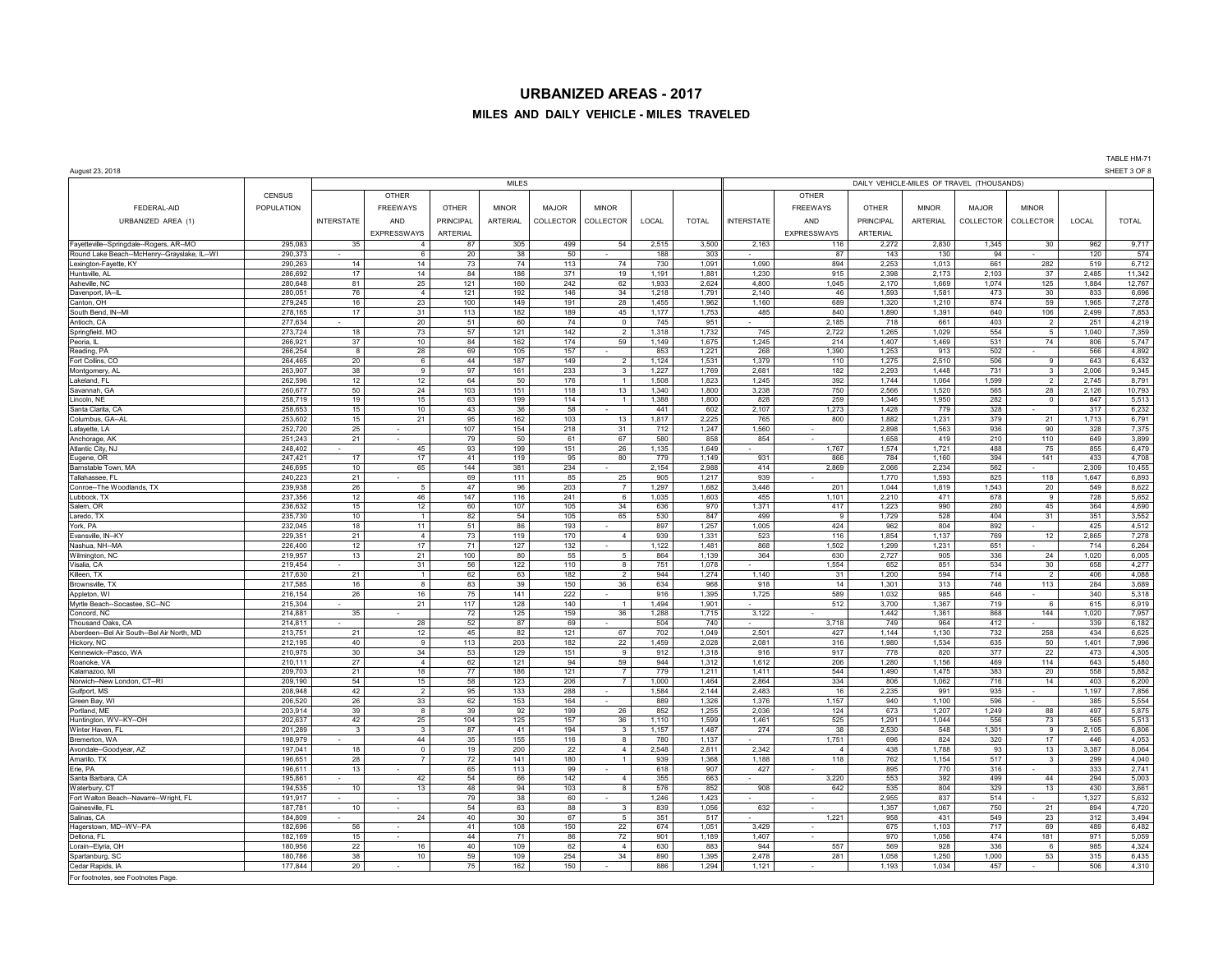# URBANIZED AREAS - 2017

## MILES AND DAILY VEHICLE - MILES TRAVELED

TABLE HM-71
SHEET 3 OF 8

August 23, 2018

| FEDERAL-AID URBANIZED AREA (1) | CENSUS POPULATION | MILES | | | | | | | | | DAILY VEHICLE-MILES OF TRAVEL (THOUSANDS) | | | | | | | |
|---|---|---|---|---|---|---|---|---|---|---|---|---|---|---|---|---|---|---|
| | | INTERSTATE | OTHER FREEWAYS AND EXPRESSWAYS | OTHER PRINCIPAL ARTERIAL | MINOR ARTERIAL | MAJOR COLLECTOR | MINOR COLLECTOR | LOCAL | TOTAL | INTERSTATE | OTHER FREEWAYS AND EXPRESSWAYS | OTHER PRINCIPAL ARTERIAL | MINOR ARTERIAL | MAJOR COLLECTOR | MINOR COLLECTOR | LOCAL | TOTAL |
| Fayetteville--Springdale--Rogers, AR--MO | 295,083 | 35 | 4 | 87 | 305 | 499 | 54 | 2,515 | 3,500 | 2,163 | 116 | 2,272 | 2,830 | 1,345 | 30 | 962 | 9,717 |
| Round Lake Beach--McHenry--Grayslake, IL--WI | 290,373 | - | 6 | 20 | 38 | 50 | - | 188 | 303 | - | 87 | 143 | 130 | 94 | - | 120 | 574 |
| Lexington-Fayette, KY | 290,263 | 14 | 14 | 73 | 74 | 113 | 74 | 730 | 1,091 | 1,090 | 894 | 2,253 | 1,013 | 661 | 282 | 519 | 6,712 |
| Huntsville, AL | 286,692 | 17 | 14 | 84 | 186 | 371 | 19 | 1,191 | 1,881 | 1,230 | 915 | 2,398 | 2,173 | 2,103 | 37 | 2,485 | 11,342 |
| Asheville, NC | 280,648 | 81 | 25 | 121 | 160 | 242 | 62 | 1,933 | 2,624 | 4,800 | 1,045 | 2,170 | 1,669 | 1,074 | 125 | 1,884 | 12,767 |
| Davenport, IA--IL | 280,051 | 76 | 4 | 121 | 192 | 146 | 34 | 1,218 | 1,791 | 2,140 | 46 | 1,593 | 1,581 | 473 | 30 | 833 | 6,696 |
| Canton, OH | 279,245 | 16 | 23 | 100 | 149 | 191 | 28 | 1,455 | 1,962 | 1,160 | 689 | 1,320 | 1,210 | 874 | 59 | 1,965 | 7,278 |
| South Bend, IN--MI | 278,165 | 17 | 31 | 113 | 182 | 189 | 45 | 1,177 | 1,753 | 485 | 840 | 1,890 | 1,391 | 640 | 106 | 2,499 | 7,853 |
| Antioch, CA | 277,634 | - | 20 | 51 | 60 | 74 | 0 | 745 | 951 | - | 2,185 | 718 | 661 | 403 | 2 | 251 | 4,219 |
| Springfield, MO | 273,724 | 18 | 73 | 57 | 121 | 142 | 2 | 1,318 | 1,732 | 745 | 2,722 | 1,265 | 1,029 | 554 | 5 | 1,040 | 7,359 |
| Peoria, IL | 266,921 | 37 | 10 | 84 | 162 | 174 | 59 | 1,149 | 1,675 | 1,245 | 214 | 1,407 | 1,469 | 531 | 74 | 806 | 5,747 |
| Reading, PA | 266,254 | 8 | 28 | 69 | 105 | 157 | - | 853 | 1,221 | 268 | 1,390 | 1,253 | 913 | 502 | - | 566 | 4,892 |
| Fort Collins, CO | 264,465 | 20 | 6 | 44 | 187 | 149 | 2 | 1,124 | 1,531 | 1,379 | 110 | 1,275 | 2,510 | 506 | 9 | 643 | 6,432 |
| Montgomery, AL | 263,907 | 38 | 9 | 97 | 161 | 233 | 3 | 1,227 | 1,769 | 2,681 | 182 | 2,293 | 1,448 | 731 | 3 | 2,006 | 9,345 |
| Lakeland, FL | 262,596 | 12 | 12 | 64 | 50 | 176 | 1 | 1,508 | 1,823 | 1,245 | 392 | 1,744 | 1,064 | 1,599 | 2 | 2,745 | 8,791 |
| Savannah, GA | 260,677 | 50 | 24 | 103 | 151 | 118 | 13 | 1,340 | 1,800 | 3,238 | 750 | 2,566 | 1,520 | 565 | 28 | 2,126 | 10,793 |
| Lincoln, NE | 258,719 | 19 | 15 | 63 | 199 | 114 | 1 | 1,388 | 1,800 | 828 | 259 | 1,346 | 1,950 | 282 | 0 | 847 | 5,513 |
| Santa Clarita, CA | 258,653 | 15 | 10 | 43 | 36 | 58 | - | 441 | 602 | 2,107 | 1,273 | 1,428 | 779 | 328 | - | 317 | 6,232 |
| Columbus, GA--AL | 253,602 | 15 | 21 | 95 | 162 | 103 | 13 | 1,817 | 2,225 | 765 | 800 | 1,882 | 1,231 | 379 | 21 | 1,713 | 6,791 |
| Lafayette, LA | 252,720 | 25 | - | 107 | 154 | 218 | 31 | 712 | 1,247 | 1,560 | - | 2,898 | 1,563 | 936 | 90 | 328 | 7,375 |
| Anchorage, AK | 251,243 | 21 | - | 79 | 50 | 61 | 67 | 580 | 858 | 854 | - | 1,658 | 419 | 210 | 110 | 649 | 3,899 |
| Atlantic City, NJ | 248,402 | - | 45 | 93 | 199 | 151 | 26 | 1,135 | 1,649 | - | 1,767 | 1,574 | 1,721 | 488 | 75 | 855 | 6,479 |
| Eugene, OR | 247,421 | 17 | 17 | 41 | 119 | 95 | 80 | 779 | 1,149 | 931 | 866 | 784 | 1,160 | 394 | 141 | 433 | 4,708 |
| Barnstable Town, MA | 246,695 | 10 | 65 | 144 | 381 | 234 | - | 2,154 | 2,988 | 414 | 2,869 | 2,066 | 2,234 | 562 | - | 2,309 | 10,455 |
| Tallahassee, FL | 240,223 | 21 | - | 69 | 111 | 85 | 25 | 905 | 1,217 | 939 | - | 1,770 | 1,593 | 825 | 118 | 1,647 | 6,893 |
| Conroe--The Woodlands, TX | 239,938 | 26 | 5 | 47 | 96 | 203 | 7 | 1,297 | 1,682 | 3,446 | 201 | 1,044 | 1,819 | 1,543 | 20 | 549 | 8,622 |
| Lubbock, TX | 237,356 | 12 | 46 | 147 | 116 | 241 | 6 | 1,035 | 1,603 | 455 | 1,101 | 2,210 | 471 | 678 | 9 | 728 | 5,652 |
| Salem, OR | 236,632 | 15 | 12 | 60 | 107 | 105 | 34 | 636 | 970 | 1,371 | 417 | 1,223 | 990 | 280 | 45 | 364 | 4,690 |
| Laredo, TX | 235,730 | 10 | 1 | 82 | 54 | 105 | 65 | 530 | 847 | 499 | 9 | 1,729 | 528 | 404 | 31 | 351 | 3,552 |
| York, PA | 232,045 | 18 | 11 | 51 | 86 | 193 | - | 897 | 1,257 | 1,005 | 424 | 962 | 804 | 892 | - | 425 | 4,512 |
| Evansville, IN--KY | 229,351 | 21 | 4 | 73 | 119 | 170 | 4 | 939 | 1,331 | 523 | 116 | 1,854 | 1,137 | 769 | 12 | 2,865 | 7,278 |
| Nashua, NH--MA | 226,400 | 12 | 17 | 71 | 127 | 132 | - | 1,122 | 1,481 | 868 | 1,502 | 1,299 | 1,231 | 651 | - | 714 | 6,264 |
| Wilmington, NC | 219,957 | 13 | 21 | 100 | 80 | 55 | 5 | 864 | 1,139 | 364 | 630 | 2,727 | 905 | 336 | 24 | 1,020 | 6,005 |
| Visalia, CA | 219,454 | - | 31 | 56 | 122 | 110 | 8 | 751 | 1,078 | - | 1,554 | 652 | 851 | 534 | 30 | 658 | 4,277 |
| Killeen, TX | 217,630 | 21 | 1 | 62 | 63 | 182 | 2 | 944 | 1,274 | 1,140 | 31 | 1,200 | 594 | 714 | 2 | 406 | 4,088 |
| Brownsville, TX | 217,585 | 16 | 8 | 83 | 39 | 150 | 36 | 634 | 968 | 918 | 14 | 1,301 | 313 | 746 | 113 | 284 | 3,689 |
| Appleton, WI | 216,154 | 26 | 16 | 75 | 141 | 222 | - | 916 | 1,395 | 1,725 | 589 | 1,032 | 985 | 646 | - | 340 | 5,318 |
| Myrtle Beach--Socastee, SC--NC | 215,304 | - | 21 | 117 | 128 | 140 | 1 | 1,494 | 1,901 | - | 512 | 3,700 | 1,367 | 719 | 6 | 615 | 6,919 |
| Concord, NC | 214,881 | 35 | - | 72 | 125 | 159 | 36 | 1,288 | 1,715 | 3,122 | - | 1,442 | 1,361 | 868 | 144 | 1,020 | 7,957 |
| Thousand Oaks, CA | 214,811 | - | 28 | 52 | 87 | 69 | - | 504 | 740 | - | 3,718 | 749 | 964 | 412 | - | 339 | 6,182 |
| Aberdeen--Bel Air South--Bel Air North, MD | 213,751 | 21 | 12 | 45 | 82 | 121 | 67 | 702 | 1,049 | 2,501 | 427 | 1,144 | 1,130 | 732 | 258 | 434 | 6,625 |
| Hickory, NC | 212,195 | 40 | 9 | 113 | 203 | 182 | 22 | 1,459 | 2,028 | 2,081 | 316 | 1,980 | 1,534 | 635 | 50 | 1,401 | 7,996 |
| Kennewick--Pasco, WA | 210,975 | 30 | 34 | 53 | 129 | 151 | 9 | 912 | 1,318 | 916 | 917 | 778 | 820 | 377 | 22 | 473 | 4,305 |
| Roanoke, VA | 210,111 | 27 | 4 | 62 | 121 | 94 | 59 | 944 | 1,312 | 1,612 | 206 | 1,280 | 1,156 | 469 | 114 | 643 | 5,480 |
| Kalamazoo, MI | 209,703 | 21 | 18 | 77 | 186 | 121 | 7 | 779 | 1,211 | 1,411 | 544 | 1,490 | 1,475 | 383 | 20 | 558 | 5,882 |
| Norwich--New London, CT--RI | 209,190 | 54 | 15 | 58 | 123 | 206 | 7 | 1,000 | 1,464 | 2,864 | 334 | 806 | 1,062 | 716 | 14 | 403 | 6,200 |
| Gulfport, MS | 208,948 | 42 | 2 | 95 | 133 | 288 | - | 1,584 | 2,144 | 2,483 | 16 | 2,235 | 991 | 935 | - | 1,197 | 7,856 |
| Green Bay, WI | 206,520 | 26 | 33 | 62 | 153 | 164 | - | 889 | 1,326 | 1,376 | 1,157 | 940 | 1,100 | 596 | - | 385 | 5,554 |
| Portland, ME | 203,914 | 39 | 8 | 39 | 92 | 199 | 26 | 852 | 1,255 | 2,036 | 124 | 673 | 1,207 | 1,249 | 88 | 497 | 5,875 |
| Huntington, WV--KY--OH | 202,637 | 42 | 25 | 104 | 125 | 157 | 36 | 1,110 | 1,599 | 1,461 | 525 | 1,291 | 1,044 | 556 | 73 | 565 | 5,513 |
| Winter Haven, FL | 201,289 | 3 | 3 | 87 | 41 | 194 | 3 | 1,157 | 1,487 | 274 | 38 | 2,530 | 548 | 1,301 | 9 | 2,105 | 6,806 |
| Bremerton, WA | 198,979 | - | 44 | 35 | 155 | 116 | 8 | 780 | 1,137 | - | 1,751 | 696 | 824 | 320 | 17 | 446 | 4,053 |
| Avondale--Goodyear, AZ | 197,041 | 18 | 0 | 19 | 200 | 22 | 4 | 2,548 | 2,811 | 2,342 | 4 | 438 | 1,788 | 93 | 13 | 3,387 | 8,064 |
| Amarillo, TX | 196,651 | 28 | 7 | 72 | 141 | 180 | 1 | 939 | 1,368 | 1,188 | 118 | 762 | 1,154 | 517 | 3 | 299 | 4,040 |
| Erie, PA | 196,611 | 13 | - | 65 | 113 | 99 | - | 618 | 907 | 427 | - | 895 | 770 | 316 | - | 333 | 2,741 |
| Santa Barbara, CA | 195,861 | - | 42 | 54 | 66 | 142 | 4 | 355 | 663 | - | 3,220 | 553 | 392 | 499 | 44 | 294 | 5,003 |
| Waterbury, CT | 194,535 | 10 | 13 | 48 | 94 | 103 | 8 | 576 | 852 | 908 | 642 | 535 | 804 | 329 | 13 | 430 | 3,661 |
| Fort Walton Beach--Navarre--Wright, FL | 191,917 | - | - | 79 | 38 | 60 | - | 1,246 | 1,423 | - | - | 2,955 | 837 | 514 | - | 1,327 | 5,632 |
| Gainesville, FL | 187,781 | 10 | - | 54 | 63 | 88 | 3 | 839 | 1,056 | 632 | - | 1,357 | 1,067 | 750 | 21 | 894 | 4,720 |
| Salinas, CA | 184,809 | - | 24 | 40 | 30 | 67 | 5 | 351 | 517 | - | 1,221 | 958 | 431 | 549 | 23 | 312 | 3,494 |
| Hagerstown, MD--WV--PA | 182,696 | 56 | - | 41 | 108 | 150 | 22 | 674 | 1,051 | 3,429 | - | 675 | 1,103 | 717 | 69 | 489 | 6,482 |
| Deltona, FL | 182,169 | 15 | - | 44 | 71 | 86 | 72 | 901 | 1,189 | 1,407 | - | 970 | 1,056 | 474 | 181 | 971 | 5,059 |
| Lorain--Elyria, OH | 180,956 | 22 | 16 | 40 | 109 | 62 | 4 | 630 | 883 | 944 | 557 | 569 | 928 | 336 | 6 | 985 | 4,324 |
| Spartanburg, SC | 180,786 | 38 | 10 | 59 | 109 | 254 | 34 | 890 | 1,395 | 2,478 | 281 | 1,058 | 1,250 | 1,000 | 53 | 315 | 6,435 |
| Cedar Rapids, IA | 177,844 | 20 | - | 75 | 162 | 150 | - | 886 | 1,294 | 1,121 | - | 1,193 | 1,034 | 457 | - | 506 | 4,310 |

For footnotes, see Footnotes Page.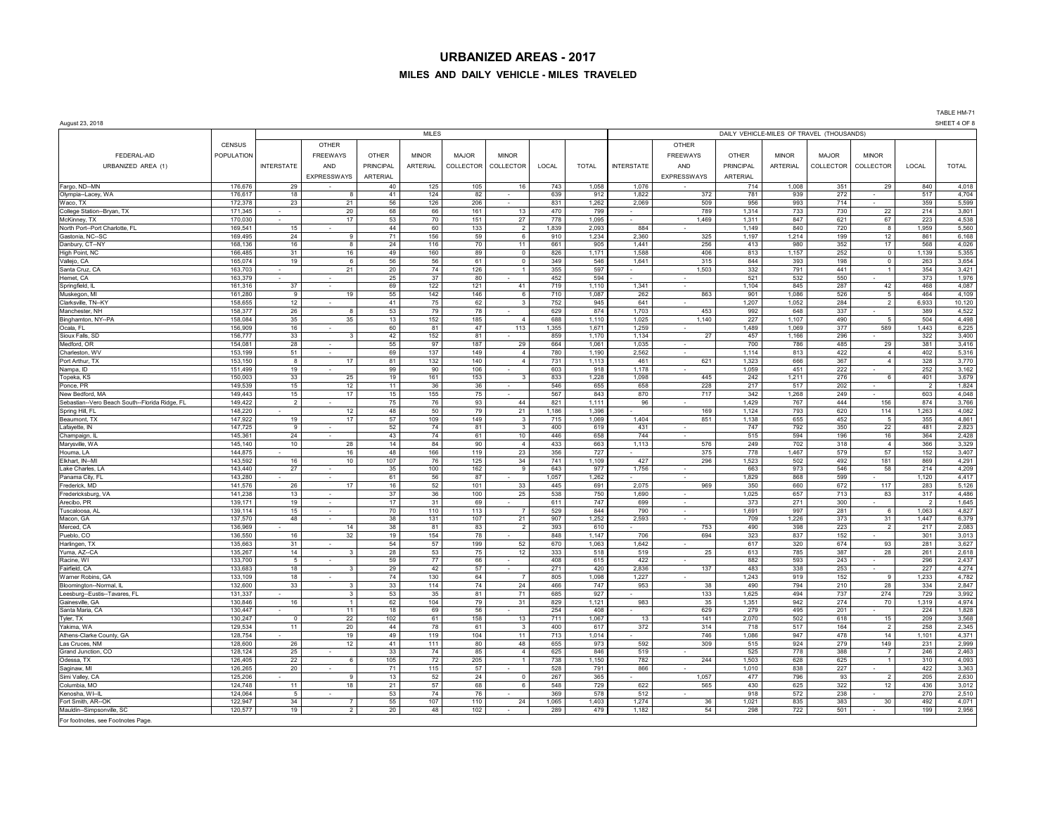# URBANIZED AREAS - 2017

## MILES AND DAILY VEHICLE - MILES TRAVELED

TABLE HM-71

August 23, 2018

SHEET 4 OF 8

| FEDERAL-AID URBANIZED AREA (1) | CENSUS POPULATION | MILES | | | | | | | | | DAILY VEHICLE-MILES OF TRAVEL (THOUSANDS) | | | | | | | |
|---|---|---|---|---|---|---|---|---|---|---|---|---|---|---|---|---|---|---|
| | | INTERSTATE | OTHER FREEWAYS AND EXPRESSWAYS | OTHER PRINCIPAL ARTERIAL | MINOR ARTERIAL | MAJOR COLLECTOR | MINOR COLLECTOR | LOCAL | TOTAL | INTERSTATE | OTHER FREEWAYS AND EXPRESSWAYS | OTHER PRINCIPAL ARTERIAL | MINOR ARTERIAL | MAJOR COLLECTOR | MINOR COLLECTOR | LOCAL | TOTAL |
| Fargo, ND--MN | 176,676 | 29 | - | 40 | 125 | 105 | 16 | 743 | 1,058 | 1,076 | - | 714 | 1,008 | 351 | 29 | 840 | 4,018 |
| Olympia--Lacey, WA | 176,617 | 18 | 8 | 41 | 124 | 82 | - | 639 | 912 | 1,822 | 372 | 781 | 939 | 272 | - | 517 | 4,704 |
| Waco, TX | 172,378 | 23 | 21 | 56 | 126 | 206 | - | 831 | 1,262 | 2,069 | 509 | 956 | 993 | 714 | - | 359 | 5,599 |
| College Station--Bryan, TX | 171,345 | - | 20 | 68 | 66 | 161 | 13 | 470 | 799 | - | 789 | 1,314 | 733 | 730 | 22 | 214 | 3,801 |
| McKinney, TX | 170,030 | - | 17 | 53 | 70 | 151 | 27 | 778 | 1,095 | - | 1,469 | 1,311 | 847 | 621 | 67 | 223 | 4,538 |
| North Port--Port Charlotte, FL | 169,541 | 15 | - | 44 | 60 | 133 | 2 | 1,839 | 2,093 | 884 | - | 1,149 | 840 | 720 | 8 | 1,959 | 5,560 |
| Gastonia, NC--SC | 169,495 | 24 | 9 | 71 | 156 | 59 | 6 | 910 | 1,234 | 2,360 | 325 | 1,197 | 1,214 | 199 | 12 | 861 | 6,168 |
| Danbury, CT--NY | 168,136 | 16 | 8 | 24 | 116 | 70 | 11 | 661 | 905 | 1,441 | 256 | 413 | 980 | 352 | 17 | 568 | 4,026 |
| High Point, NC | 166,485 | 31 | 16 | 49 | 160 | 89 | 0 | 826 | 1,171 | 1,588 | 406 | 813 | 1,157 | 252 | 0 | 1,139 | 5,355 |
| Vallejo, CA | 165,074 | 19 | 6 | 56 | 56 | 61 | 0 | 349 | 546 | 1,641 | 315 | 844 | 393 | 198 | 0 | 263 | 3,654 |
| Santa Cruz, CA | 163,703 | - | 21 | 20 | 74 | 126 | 1 | 355 | 597 | - | 1,503 | 332 | 791 | 441 | 1 | 354 | 3,421 |
| Hemet, CA | 163,379 | - | - | 25 | 37 | 80 | - | 452 | 594 | - | - | 521 | 532 | 550 | - | 373 | 1,976 |
| Springfield, IL | 161,316 | 37 | - | 69 | 122 | 121 | 41 | 719 | 1,110 | 1,341 | - | 1,104 | 845 | 287 | 42 | 468 | 4,087 |
| Muskegon, MI | 161,280 | 9 | 19 | 55 | 142 | 146 | 6 | 710 | 1,087 | 262 | 863 | 901 | 1,086 | 526 | 5 | 464 | 4,109 |
| Clarksville, TN--KY | 158,655 | 12 | - | 41 | 75 | 62 | 3 | 752 | 945 | 641 | - | 1,207 | 1,052 | 284 | 2 | 6,933 | 10,120 |
| Manchester, NH | 158,377 | 26 | 8 | 53 | 79 | 78 | - | 629 | 874 | 1,703 | 453 | 992 | 648 | 337 | - | 389 | 4,522 |
| Binghamton, NY--PA | 158,084 | 35 | 35 | 13 | 152 | 185 | 4 | 688 | 1,110 | 1,025 | 1,140 | 227 | 1,107 | 490 | 5 | 504 | 4,498 |
| Ocala, FL | 156,909 | 16 | - | 60 | 81 | 47 | 113 | 1,355 | 1,671 | 1,259 | - | 1,489 | 1,069 | 377 | 589 | 1,443 | 6,225 |
| Sioux Falls, SD | 156,777 | 33 | 3 | 42 | 152 | 81 | - | 859 | 1,170 | 1,134 | 27 | 457 | 1,166 | 296 | - | 322 | 3,400 |
| Medford, OR | 154,081 | 28 | - | 55 | 97 | 187 | 29 | 664 | 1,061 | 1,035 | - | 700 | 786 | 485 | 29 | 381 | 3,416 |
| Charleston, WV | 153,199 | 51 | - | 69 | 137 | 149 | 4 | 780 | 1,190 | 2,562 | - | 1,114 | 813 | 422 | 4 | 402 | 5,316 |
| Port Arthur, TX | 153,150 | 8 | 17 | 81 | 132 | 140 | 4 | 731 | 1,113 | 461 | 621 | 1,323 | 666 | 367 | 4 | 328 | 3,770 |
| Nampa, ID | 151,499 | 19 | - | 99 | 90 | 106 | - | 603 | 918 | 1,178 | - | 1,059 | 451 | 222 | - | 252 | 3,162 |
| Topeka, KS | 150,003 | 33 | 25 | 19 | 161 | 153 | 3 | 833 | 1,228 | 1,098 | 445 | 242 | 1,211 | 276 | 6 | 401 | 3,679 |
| Ponce, PR | 149,539 | 15 | 12 | 11 | 36 | 36 | - | 546 | 655 | 658 | 228 | 217 | 517 | 202 | - | 2 | 1,824 |
| New Bedford, MA | 149,443 | 15 | 17 | 15 | 155 | 75 | - | 567 | 843 | 870 | 717 | 342 | 1,268 | 249 | - | 603 | 4,048 |
| Sebastian--Vero Beach South--Florida Ridge, FL | 149,422 | 2 | - | 75 | 76 | 93 | 44 | 821 | 1,111 | 96 | - | 1,429 | 767 | 444 | 156 | 874 | 3,766 |
| Spring Hill, FL | 148,220 | - | 12 | 48 | 50 | 79 | 21 | 1,186 | 1,396 | - | 169 | 1,124 | 793 | 620 | 114 | 1,263 | 4,082 |
| Beaumont, TX | 147,922 | 19 | 17 | 57 | 109 | 149 | 3 | 715 | 1,069 | 1,404 | 851 | 1,138 | 655 | 452 | 5 | 355 | 4,861 |
| Lafayette, IN | 147,725 | 9 | - | 52 | 74 | 81 | 3 | 400 | 619 | 431 | - | 747 | 792 | 350 | 22 | 481 | 2,823 |
| Champaign, IL | 145,361 | 24 | - | 43 | 74 | 61 | 10 | 446 | 658 | 744 | - | 515 | 594 | 196 | 16 | 364 | 2,428 |
| Marysville, WA | 145,140 | 10 | 28 | 14 | 84 | 90 | 4 | 433 | 663 | 1,113 | 576 | 249 | 702 | 318 | 4 | 366 | 3,329 |
| Houma, LA | 144,875 | - | 16 | 48 | 166 | 119 | 23 | 356 | 727 | - | 375 | 778 | 1,467 | 579 | 57 | 152 | 3,407 |
| Elkhart, IN--MI | 143,592 | 16 | 10 | 107 | 76 | 125 | 34 | 741 | 1,109 | 427 | 296 | 1,523 | 502 | 492 | 181 | 869 | 4,291 |
| Lake Charles, LA | 143,440 | 27 | - | 35 | 100 | 162 | 9 | 643 | 977 | 1,756 | - | 663 | 973 | 546 | 58 | 214 | 4,209 |
| Panama City, FL | 143,280 | - | - | 61 | 56 | 87 | - | 1,057 | 1,262 | - | - | 1,829 | 868 | 599 | - | 1,120 | 4,417 |
| Frederick, MD | 141,576 | 26 | 17 | 16 | 52 | 101 | 33 | 445 | 691 | 2,075 | 969 | 350 | 660 | 672 | 117 | 283 | 5,126 |
| Fredericksburg, VA | 141,238 | 13 | - | 37 | 36 | 100 | 25 | 538 | 750 | 1,690 | - | 1,025 | 657 | 713 | 83 | 317 | 4,486 |
| Arecibo, PR | 139,171 | 19 | - | 17 | 31 | 69 | - | 611 | 747 | 699 | - | 373 | 271 | 300 | - | 2 | 1,645 |
| Tuscaloosa, AL | 139,114 | 15 | - | 70 | 110 | 113 | 7 | 529 | 844 | 790 | - | 1,691 | 997 | 281 | 6 | 1,063 | 4,827 |
| Macon, GA | 137,570 | 48 | - | 38 | 131 | 107 | 21 | 907 | 1,252 | 2,593 | - | 709 | 1,226 | 373 | 31 | 1,447 | 6,379 |
| Merced, CA | 136,969 | - | 14 | 38 | 81 | 83 | 2 | 393 | 610 | - | 753 | 490 | 398 | 223 | 2 | 217 | 2,083 |
| Pueblo, CO | 136,550 | 16 | 32 | 19 | 154 | 78 | - | 848 | 1,147 | 706 | 694 | 323 | 837 | 152 | - | 301 | 3,013 |
| Harlingen, TX | 135,663 | 31 | - | 54 | 57 | 199 | 52 | 670 | 1,063 | 1,642 | - | 617 | 320 | 674 | 93 | 281 | 3,627 |
| Yuma, AZ--CA | 135,267 | 14 | 3 | 28 | 53 | 75 | 12 | 333 | 518 | 519 | 25 | 613 | 785 | 387 | 28 | 261 | 2,618 |
| Racine, WI | 133,700 | 5 | - | 59 | 77 | 66 | - | 408 | 615 | 422 | - | 882 | 593 | 243 | - | 296 | 2,437 |
| Fairfield, CA | 133,683 | 18 | 3 | 29 | 42 | 57 | - | 271 | 420 | 2,836 | 137 | 483 | 338 | 253 | - | 227 | 4,274 |
| Warner Robins, GA | 133,109 | 18 | - | 74 | 130 | 64 | 7 | 805 | 1,098 | 1,227 | - | 1,243 | 919 | 152 | 9 | 1,233 | 4,782 |
| Bloomington--Normal, IL | 132,600 | 33 | 3 | 33 | 114 | 74 | 24 | 466 | 747 | 953 | 38 | 490 | 794 | 210 | 28 | 334 | 2,847 |
| Leesburg--Eustis--Tavares, FL | 131,337 | - | 3 | 53 | 35 | 81 | 71 | 685 | 927 | - | 133 | 1,625 | 494 | 737 | 274 | 729 | 3,992 |
| Gainesville, GA | 130,846 | 16 | 1 | 62 | 104 | 79 | 31 | 829 | 1,121 | 983 | 35 | 1,351 | 942 | 274 | 70 | 1,319 | 4,974 |
| Santa Maria, CA | 130,447 | - | 11 | 18 | 69 | 56 | - | 254 | 408 | - | 629 | 279 | 495 | 201 | - | 224 | 1,828 |
| Tyler, TX | 130,247 | 0 | 22 | 102 | 61 | 158 | 13 | 711 | 1,067 | 13 | 141 | 2,070 | 502 | 618 | 15 | 209 | 3,568 |
| Yakima, WA | 129,534 | 11 | 20 | 44 | 78 | 61 | 3 | 400 | 617 | 372 | 314 | 718 | 517 | 164 | 2 | 258 | 2,345 |
| Athens-Clarke County, GA | 128,754 | - | 19 | 49 | 119 | 104 | 11 | 713 | 1,014 | - | 746 | 1,086 | 947 | 478 | 14 | 1,101 | 4,371 |
| Las Cruces, NM | 128,600 | 26 | 12 | 41 | 111 | 80 | 48 | 655 | 973 | 592 | 309 | 515 | 924 | 279 | 149 | 231 | 2,999 |
| Grand Junction, CO | 128,124 | 25 | - | 33 | 74 | 85 | 4 | 625 | 846 | 519 | - | 525 | 778 | 388 | 7 | 246 | 2,463 |
| Odessa, TX | 126,405 | 22 | 6 | 105 | 72 | 205 | 1 | 738 | 1,150 | 782 | 244 | 1,503 | 628 | 625 | 1 | 310 | 4,093 |
| Saginaw, MI | 126,265 | 20 | - | 71 | 115 | 57 | - | 528 | 791 | 866 | - | 1,010 | 838 | 227 | - | 422 | 3,363 |
| Simi Valley, CA | 125,206 | - | 9 | 13 | 52 | 24 | 0 | 267 | 365 | - | 1,057 | 477 | 796 | 93 | 2 | 205 | 2,630 |
| Columbia, MO | 124,748 | 11 | 18 | 21 | 57 | 68 | 6 | 548 | 729 | 622 | 565 | 430 | 625 | 322 | 12 | 436 | 3,012 |
| Kenosha, WI--IL | 124,064 | 5 | - | 53 | 74 | 76 | - | 369 | 578 | 512 | - | 918 | 572 | 238 | - | 270 | 2,510 |
| Fort Smith, AR--OK | 122,947 | 34 | 7 | 55 | 107 | 110 | 24 | 1,065 | 1,403 | 1,274 | 36 | 1,021 | 835 | 383 | 30 | 492 | 4,071 |
| Mauldin--Simpsonville, SC | 120,577 | 19 | 2 | 20 | 48 | 102 | - | 289 | 479 | 1,182 | 54 | 298 | 722 | 501 | - | 199 | 2,956 |

For footnotes, see Footnotes Page.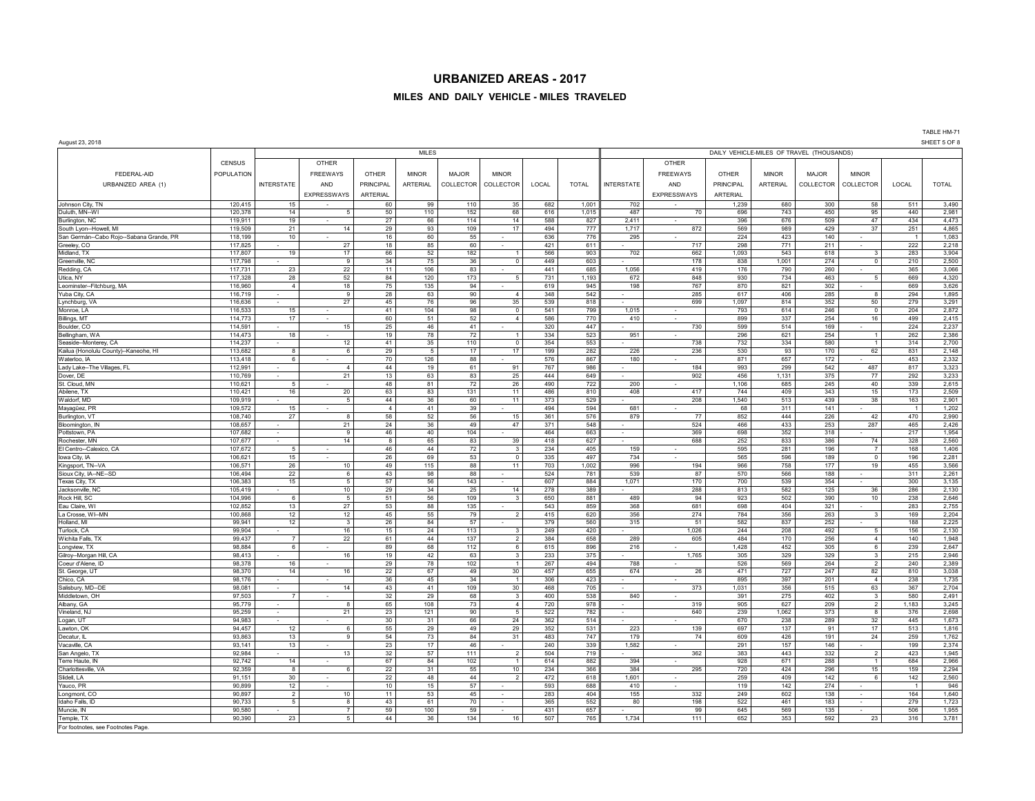# URBANIZED AREAS - 2017

## MILES AND DAILY VEHICLE - MILES TRAVELED

August 23, 2018

TABLE HM-71
SHEET 5 OF 8

| FEDERAL-AID URBANIZED AREA (1) | CENSUS POPULATION | MILES | | | | | | | | DAILY VEHICLE-MILES OF TRAVEL (THOUSANDS) | | | | | | | |
|---|---|---|---|---|---|---|---|---|---|---|---|---|---|---|---|---|---|
| | | INTERSTATE | OTHER FREEWAYS AND EXPRESSWAYS | OTHER PRINCIPAL ARTERIAL | MINOR ARTERIAL | MAJOR COLLECTOR | MINOR COLLECTOR | LOCAL | TOTAL | INTERSTATE | OTHER FREEWAYS AND EXPRESSWAYS | OTHER PRINCIPAL ARTERIAL | MINOR ARTERIAL | MAJOR COLLECTOR | MINOR COLLECTOR | LOCAL | TOTAL |
| Johnson City, TN | 120,415 | 15 | - | 60 | 99 | 110 | 35 | 682 | 1,001 | 702 | - | 1,239 | 680 | 300 | 58 | 511 | 3,490 |
| Duluth, MN--WI | 120,378 | 14 | 5 | 50 | 110 | 152 | 68 | 616 | 1,015 | 487 | 70 | 696 | 743 | 450 | 95 | 440 | 2,981 |
| Burlington, NC | 119,911 | 19 | - | 27 | 66 | 114 | 14 | 588 | 827 | 2,411 | - | 396 | 676 | 509 | 47 | 434 | 4,473 |
| South Lyon--Howell, MI | 119,509 | 21 | 14 | 29 | 93 | 109 | 17 | 494 | 777 | 1,717 | 872 | 569 | 989 | 429 | 37 | 251 | 4,865 |
| San Germán--Cabo Rojo--Sabana Grande, PR | 118,199 | 10 | - | 16 | 60 | 55 | - | 636 | 776 | 295 | - | 224 | 423 | 140 | - | 1 | 1,083 |
| Greeley, CO | 117,825 | - | 27 | 18 | 85 | 60 | - | 421 | 611 | - | 717 | 298 | 771 | 211 | - | 222 | 2,218 |
| Midland, TX | 117,807 | 19 | 17 | 66 | 52 | 182 | 1 | 566 | 903 | 702 | 662 | 1,093 | 543 | 618 | 3 | 283 | 3,904 |
| Greenville, NC | 117,798 | - | 9 | 34 | 75 | 36 | 0 | 449 | 603 | - | 178 | 838 | 1,001 | 274 | 0 | 210 | 2,500 |
| Redding, CA | 117,731 | 23 | 22 | 11 | 106 | 83 | - | 441 | 685 | 1,056 | 419 | 176 | 790 | 260 | - | 365 | 3,066 |
| Utica, NY | 117,328 | 28 | 52 | 84 | 120 | 173 | 5 | 731 | 1,193 | 672 | 848 | 930 | 734 | 463 | 5 | 669 | 4,320 |
| Leominster--Fitchburg, MA | 116,960 | 4 | 18 | 75 | 135 | 94 | - | 619 | 945 | 198 | 767 | 870 | 821 | 302 | - | 669 | 3,626 |
| Yuba City, CA | 116,719 | - | 9 | 28 | 63 | 90 | 4 | 348 | 542 | - | 285 | 617 | 406 | 285 | 8 | 294 | 1,895 |
| Lynchburg, VA | 116,636 | - | 27 | 45 | 76 | 96 | 35 | 539 | 818 | - | 699 | 1,097 | 814 | 352 | 50 | 279 | 3,291 |
| Monroe, LA | 116,533 | 15 | - | 41 | 104 | 98 | 0 | 541 | 799 | 1,015 | - | 793 | 614 | 246 | 0 | 204 | 2,872 |
| Billings, MT | 114,773 | 17 | - | 60 | 51 | 52 | 4 | 586 | 770 | 410 | - | 899 | 337 | 254 | 16 | 499 | 2,415 |
| Boulder, CO | 114,591 | - | 15 | 25 | 46 | 41 | - | 320 | 447 | - | 730 | 599 | 514 | 169 | - | 224 | 2,237 |
| Bellingham, WA | 114,473 | 18 | - | 19 | 78 | 72 | 1 | 334 | 523 | 951 | - | 296 | 621 | 254 | 1 | 262 | 2,386 |
| Seaside--Monterey, CA | 114,237 | - | 12 | 41 | 35 | 110 | 0 | 354 | 553 | - | 738 | 732 | 334 | 580 | 1 | 314 | 2,700 |
| Kailua (Honolulu County)--Kaneohe, HI | 113,682 | 8 | 6 | 29 | 5 | 17 | 17 | 199 | 282 | 226 | 236 | 530 | 93 | 170 | 62 | 831 | 2,148 |
| Waterloo, IA | 113,418 | 6 | - | 70 | 126 | 88 | - | 576 | 867 | 180 | - | 871 | 657 | 172 | - | 453 | 2,332 |
| Lady Lake--The Villages, FL | 112,991 | - | 4 | 44 | 19 | 61 | 91 | 767 | 986 | - | 184 | 993 | 299 | 542 | 487 | 817 | 3,323 |
| Dover, DE | 110,769 | - | 21 | 13 | 63 | 83 | 25 | 444 | 649 | - | 902 | 456 | 1,131 | 375 | 77 | 292 | 3,233 |
| St. Cloud, MN | 110,621 | 5 | - | 48 | 81 | 72 | 26 | 490 | 722 | 200 | - | 1,106 | 685 | 245 | 40 | 339 | 2,615 |
| Abilene, TX | 110,421 | 16 | 20 | 63 | 83 | 131 | 11 | 486 | 810 | 408 | 417 | 744 | 409 | 343 | 15 | 173 | 2,509 |
| Waldorf, MD | 109,919 | - | 5 | 44 | 36 | 60 | 11 | 373 | 529 | - | 208 | 1,540 | 513 | 439 | 38 | 163 | 2,901 |
| Mayagüez, PR | 109,572 | 15 | - | 4 | 41 | 39 | - | 494 | 594 | 681 | - | 68 | 311 | 141 | - | 1 | 1,202 |
| Burlington, VT | 108,740 | 27 | 8 | 58 | 52 | 56 | 15 | 361 | 576 | 879 | 77 | 852 | 444 | 226 | 42 | 470 | 2,990 |
| Bloomington, IN | 108,657 | - | 21 | 24 | 36 | 49 | 47 | 371 | 548 | - | 524 | 466 | 433 | 253 | 287 | 465 | 2,426 |
| Pottstown, PA | 107,682 | - | 9 | 46 | 40 | 104 | - | 464 | 663 | - | 369 | 698 | 352 | 318 | - | 217 | 1,954 |
| Rochester, MN | 107,677 | - | 14 | 8 | 65 | 83 | 39 | 418 | 627 | - | 688 | 252 | 833 | 386 | 74 | 328 | 2,560 |
| El Centro--Calexico, CA | 107,672 | 5 | - | 46 | 44 | 72 | 3 | 234 | 405 | 159 | - | 595 | 281 | 196 | 7 | 168 | 1,406 |
| Iowa City, IA | 106,621 | 15 | - | 26 | 69 | 53 | 0 | 335 | 497 | 734 | - | 565 | 596 | 189 | 0 | 196 | 2,281 |
| Kingsport, TN--VA | 106,571 | 26 | 10 | 49 | 115 | 88 | 11 | 703 | 1,002 | 996 | 194 | 966 | 758 | 177 | 19 | 455 | 3,566 |
| Sioux City, IA--NE--SD | 106,494 | 22 | 6 | 43 | 98 | 88 | - | 524 | 781 | 539 | 87 | 570 | 566 | 188 | - | 311 | 2,261 |
| Texas City, TX | 106,383 | 15 | 5 | 57 | 56 | 143 | - | 607 | 884 | 1,071 | 170 | 700 | 539 | 354 | - | 300 | 3,135 |
| Jacksonville, NC | 105,419 | - | 10 | 29 | 34 | 25 | 14 | 278 | 389 | - | 288 | 813 | 582 | 125 | 36 | 286 | 2,130 |
| Rock Hill, SC | 104,996 | 6 | 5 | 51 | 56 | 109 | 3 | 650 | 881 | 489 | 94 | 923 | 502 | 390 | 10 | 238 | 2,646 |
| Eau Claire, WI | 102,852 | 13 | 27 | 53 | 88 | 135 | - | 543 | 859 | 368 | 681 | 698 | 404 | 321 | - | 283 | 2,755 |
| La Crosse, WI--MN | 100,868 | 12 | 12 | 45 | 55 | 79 | 2 | 415 | 620 | 356 | 274 | 784 | 356 | 263 | 3 | 169 | 2,204 |
| Holland, MI | 99,941 | 12 | 3 | 26 | 84 | 57 | - | 379 | 560 | 315 | 51 | 582 | 837 | 252 | - | 188 | 2,225 |
| Turlock, CA | 99,904 | - | 16 | 15 | 24 | 113 | 3 | 249 | 420 | - | 1,026 | 244 | 208 | 492 | 5 | 156 | 2,130 |
| Wichita Falls, TX | 99,437 | 7 | 22 | 61 | 44 | 137 | 2 | 384 | 658 | 289 | 605 | 484 | 170 | 256 | 4 | 140 | 1,948 |
| Longview, TX | 98,884 | 6 | - | 89 | 68 | 112 | 6 | 615 | 896 | 216 | - | 1,428 | 452 | 305 | 6 | 239 | 2,647 |
| Gilroy--Morgan Hill, CA | 98,413 | - | 16 | 19 | 42 | 63 | 3 | 233 | 375 | - | 1,765 | 305 | 329 | 329 | 3 | 215 | 2,946 |
| Coeur d'Alene, ID | 98,378 | 16 | - | 29 | 78 | 102 | 1 | 267 | 494 | 788 | - | 526 | 569 | 264 | 2 | 240 | 2,389 |
| St. George, UT | 98,370 | 14 | 16 | 22 | 67 | 49 | 30 | 457 | 655 | 674 | 26 | 471 | 727 | 247 | 82 | 810 | 3,038 |
| Chico, CA | 98,176 | - | - | 36 | 45 | 34 | 1 | 306 | 423 | - | - | 895 | 397 | 201 | 4 | 238 | 1,735 |
| Salisbury, MD--DE | 98,081 | - | 14 | 43 | 41 | 109 | 30 | 468 | 705 | - | 373 | 1,031 | 356 | 515 | 63 | 367 | 2,704 |
| Middletown, OH | 97,503 | 7 | - | 32 | 29 | 68 | 3 | 400 | 538 | 840 | - | 391 | 275 | 402 | 3 | 580 | 2,491 |
| Albany, GA | 95,779 | - | 8 | 65 | 108 | 73 | 4 | 720 | 978 | - | 319 | 905 | 627 | 209 | 2 | 1,183 | 3,245 |
| Vineland, NJ | 95,259 | - | 21 | 23 | 121 | 90 | 5 | 522 | 782 | - | 640 | 239 | 1,062 | 373 | 8 | 376 | 2,698 |
| Logan, UT | 94,983 | - | - | 30 | 31 | 66 | 24 | 362 | 514 | - | - | 670 | 238 | 289 | 32 | 445 | 1,673 |
| Lawton, OK | 94,457 | 12 | 6 | 55 | 29 | 49 | 29 | 352 | 531 | 223 | 139 | 697 | 137 | 91 | 17 | 513 | 1,816 |
| Decatur, IL | 93,863 | 13 | 9 | 54 | 73 | 84 | 31 | 483 | 747 | 179 | 74 | 609 | 426 | 191 | 24 | 259 | 1,762 |
| Vacaville, CA | 93,141 | 13 | - | 23 | 17 | 46 | - | 240 | 339 | 1,582 | - | 291 | 157 | 146 | - | 199 | 2,374 |
| San Angelo, TX | 92,984 | - | 13 | 32 | 57 | 111 | 2 | 504 | 719 | - | 362 | 383 | 443 | 332 | 2 | 423 | 1,945 |
| Terre Haute, IN | 92,742 | 14 | - | 67 | 84 | 102 | 1 | 614 | 882 | 394 | - | 928 | 671 | 288 | 1 | 684 | 2,966 |
| Charlottesville, VA | 92,359 | 8 | 6 | 22 | 31 | 55 | 10 | 234 | 366 | 384 | 295 | 720 | 424 | 296 | 15 | 159 | 2,294 |
| Slidell, LA | 91,151 | 30 | - | 22 | 48 | 44 | 2 | 472 | 618 | 1,601 | - | 259 | 409 | 142 | 6 | 142 | 2,560 |
| Yauco, PR | 90,899 | 12 | - | 10 | 15 | 57 | - | 593 | 688 | 410 | - | 119 | 142 | 274 | - | 1 | 946 |
| Longmont, CO | 90,897 | 2 | 10 | 11 | 53 | 45 | - | 283 | 404 | 155 | 332 | 249 | 602 | 138 | - | 164 | 1,640 |
| Idaho Falls, ID | 90,733 | 5 | 8 | 43 | 61 | 70 | - | 365 | 552 | 80 | 198 | 522 | 461 | 183 | - | 279 | 1,723 |
| Muncie, IN | 90,580 | - | 7 | 59 | 100 | 59 | - | 431 | 657 | - | 99 | 645 | 569 | 135 | - | 506 | 1,955 |
| Temple, TX | 90,390 | 23 | 5 | 44 | 36 | 134 | 16 | 507 | 765 | 1,734 | 111 | 652 | 353 | 592 | 23 | 316 | 3,781 |

For footnotes, see Footnotes Page.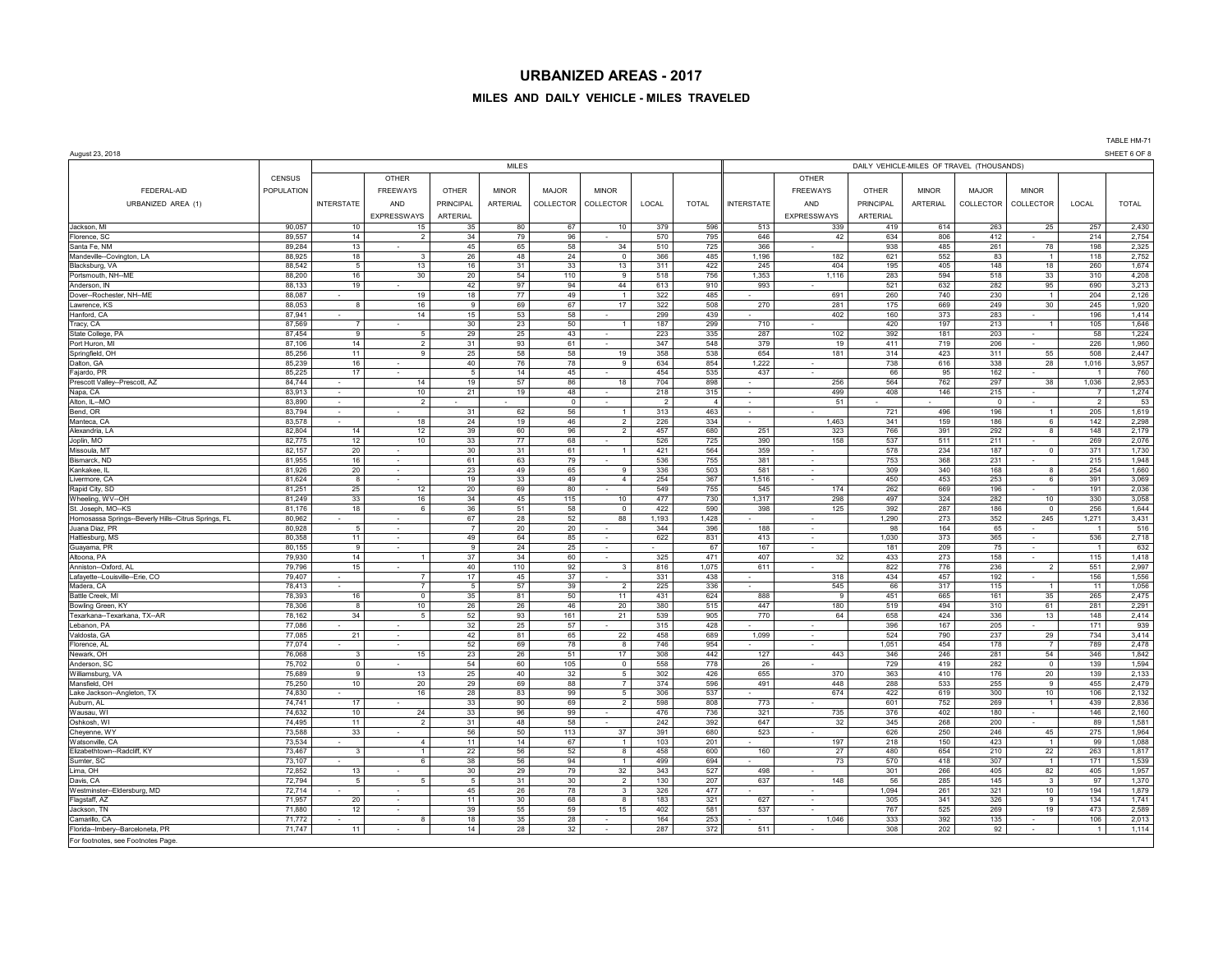# URBANIZED AREAS - 2017

## MILES AND DAILY VEHICLE - MILES TRAVELED

TABLE HM-71

August 23, 2018

SHEET 6 OF 8

| FEDERAL-AID URBANIZED AREA (1) | CENSUS POPULATION | MILES | | | | | | | | DAILY VEHICLE-MILES OF TRAVEL (THOUSANDS) | | | | | | | |
|---|---|---|---|---|---|---|---|---|---|---|---|---|---|---|---|---|---|
| | | INTERSTATE | OTHER FREEWAYS AND EXPRESSWAYS | OTHER PRINCIPAL ARTERIAL | MINOR ARTERIAL | MAJOR COLLECTOR | MINOR COLLECTOR | LOCAL | TOTAL | INTERSTATE | OTHER FREEWAYS AND EXPRESSWAYS | OTHER PRINCIPAL ARTERIAL | MINOR ARTERIAL | MAJOR COLLECTOR | MINOR COLLECTOR | LOCAL | TOTAL |
| Jackson, MI | 90,057 | 10 | 15 | 35 | 80 | 67 | 10 | 379 | 596 | 513 | 339 | 419 | 614 | 263 | 25 | 257 | 2,430 |
| Florence, SC | 89,557 | 14 | 2 | 34 | 79 | 96 | - | 570 | 795 | 646 | 42 | 634 | 806 | 412 | - | 214 | 2,754 |
| Santa Fe, NM | 89,284 | 13 | - | 45 | 65 | 58 | 34 | 510 | 725 | 366 | - | 938 | 485 | 261 | 78 | 198 | 2,325 |
| Mandeville--Covington, LA | 88,925 | 18 | 3 | 26 | 48 | 24 | 0 | 366 | 485 | 1,196 | 182 | 621 | 552 | 83 | 1 | 118 | 2,752 |
| Blacksburg, VA | 88,542 | 5 | 13 | 16 | 31 | 33 | 13 | 311 | 422 | 245 | 404 | 195 | 405 | 148 | 18 | 260 | 1,674 |
| Portsmouth, NH--ME | 88,200 | 16 | 30 | 20 | 54 | 110 | 9 | 518 | 756 | 1,353 | 1,116 | 283 | 594 | 518 | 33 | 310 | 4,208 |
| Anderson, IN | 88,133 | 19 | - | 42 | 97 | 94 | 44 | 613 | 910 | 993 | - | 521 | 632 | 282 | 95 | 690 | 3,213 |
| Dover--Rochester, NH--ME | 88,087 | - | 19 | 18 | 77 | 49 | 1 | 322 | 485 | - | 691 | 260 | 740 | 230 | 1 | 204 | 2,126 |
| Lawrence, KS | 88,053 | 8 | 16 | 9 | 69 | 67 | 17 | 322 | 508 | 270 | 281 | 175 | 669 | 249 | 30 | 245 | 1,920 |
| Hanford, CA | 87,941 | - | 14 | 15 | 53 | 58 | - | 299 | 439 | - | 402 | 160 | 373 | 283 | - | 196 | 1,414 |
| Tracy, CA | 87,569 | 7 | - | 30 | 23 | 50 | 1 | 187 | 299 | 710 | - | 420 | 197 | 213 | 1 | 105 | 1,646 |
| State College, PA | 87,454 | 9 | 5 | 29 | 25 | 43 | - | 223 | 335 | 287 | 102 | 392 | 181 | 203 | - | 58 | 1,224 |
| Port Huron, MI | 87,106 | 14 | 2 | 31 | 93 | 61 | - | 347 | 548 | 379 | 19 | 411 | 719 | 206 | - | 226 | 1,960 |
| Springfield, OH | 85,256 | 11 | 9 | 25 | 58 | 58 | 19 | 358 | 538 | 654 | 181 | 314 | 423 | 311 | 55 | 508 | 2,447 |
| Dalton, GA | 85,239 | 16 | - | 40 | 76 | 78 | 9 | 634 | 854 | 1,222 | - | 738 | 616 | 338 | 28 | 1,016 | 3,957 |
| Fajardo, PR | 85,225 | 17 | - | 5 | 14 | 45 | - | 454 | 535 | 437 | - | 66 | 95 | 162 | - | 1 | 760 |
| Prescott Valley--Prescott, AZ | 84,744 | - | 14 | 19 | 57 | 86 | 18 | 704 | 898 | - | 256 | 564 | 762 | 297 | 38 | 1,036 | 2,953 |
| Napa, CA | 83,913 | - | 10 | 21 | 19 | 48 | - | 218 | 315 | - | 499 | 408 | 146 | 215 | - | 7 | 1,274 |
| Alton, IL--MO | 83,890 | - | 2 | - | - | 0 | - | 2 | 4 | - | 51 | - | - | 0 | - | 2 | 53 |
| Bend, OR | 83,794 | - | - | 31 | 62 | 56 | 1 | 313 | 463 | - | - | 721 | 496 | 196 | 1 | 205 | 1,619 |
| Manteca, CA | 83,578 | - | 18 | 24 | 19 | 46 | 2 | 226 | 334 | - | 1,463 | 341 | 159 | 186 | 6 | 142 | 2,298 |
| Alexandria, LA | 82,804 | 14 | 12 | 39 | 60 | 96 | 2 | 457 | 680 | 251 | 323 | 766 | 391 | 292 | 8 | 148 | 2,179 |
| Joplin, MO | 82,775 | 12 | 10 | 33 | 77 | 68 | - | 526 | 725 | 390 | 158 | 537 | 511 | 211 | - | 269 | 2,076 |
| Missoula, MT | 82,157 | 20 | - | 30 | 31 | 61 | 1 | 421 | 564 | 359 | - | 578 | 234 | 187 | 0 | 371 | 1,730 |
| Bismarck, ND | 81,955 | 16 | - | 61 | 63 | 79 | - | 536 | 755 | 381 | - | 753 | 368 | 231 | - | 215 | 1,948 |
| Kankakee, IL | 81,926 | 20 | - | 23 | 49 | 65 | 9 | 336 | 503 | 581 | - | 309 | 340 | 168 | 8 | 254 | 1,660 |
| Livermore, CA | 81,624 | 8 | - | 19 | 33 | 49 | 4 | 254 | 367 | 1,516 | - | 450 | 453 | 253 | 6 | 391 | 3,069 |
| Rapid City, SD | 81,251 | 25 | 12 | 20 | 69 | 80 | - | 549 | 755 | 545 | 174 | 262 | 669 | 196 | - | 191 | 2,036 |
| Wheeling, WV--OH | 81,249 | 33 | 16 | 34 | 45 | 115 | 10 | 477 | 730 | 1,317 | 298 | 497 | 324 | 282 | 10 | 330 | 3,058 |
| St. Joseph, MO--KS | 81,176 | 18 | 6 | 36 | 51 | 58 | 0 | 422 | 590 | 398 | 125 | 392 | 287 | 186 | 0 | 256 | 1,644 |
| Homosassa Springs--Beverly Hills--Citrus Springs, FL | 80,962 | - | - | 67 | 28 | 52 | 88 | 1,193 | 1,428 | - | - | 1,290 | 273 | 352 | 245 | 1,271 | 3,431 |
| Juana Diaz, PR | 80,928 | 5 | - | 7 | 20 | 20 | - | 344 | 396 | 188 | - | 98 | 164 | 65 | - | 1 | 516 |
| Hattiesburg, MS | 80,358 | 11 | - | 49 | 64 | 85 | - | 622 | 831 | 413 | - | 1,030 | 373 | 365 | - | 536 | 2,718 |
| Guayama, PR | 80,155 | 9 | - | 9 | 24 | 25 | - | - | 67 | 167 | - | 181 | 209 | 75 | - | 1 | 632 |
| Altoona, PA | 79,930 | 14 | 1 | 37 | 34 | 60 | - | 325 | 471 | 407 | 32 | 433 | 273 | 158 | - | 115 | 1,418 |
| Anniston--Oxford, AL | 79,796 | 15 | - | 40 | 110 | 92 | 3 | 816 | 1,075 | 611 | - | 822 | 776 | 236 | 2 | 551 | 2,997 |
| Lafayette--Louisville--Erie, CO | 79,407 | - | 7 | 17 | 45 | 37 | - | 331 | 438 | - | 318 | 434 | 457 | 192 | - | 156 | 1,556 |
| Madera, CA | 78,413 | - | 7 | 5 | 57 | 39 | 2 | 225 | 336 | - | 545 | 66 | 317 | 115 | 1 | 11 | 1,056 |
| Battle Creek, MI | 78,393 | 16 | 0 | 35 | 81 | 50 | 11 | 431 | 624 | 888 | 9 | 451 | 665 | 161 | 35 | 265 | 2,475 |
| Bowling Green, KY | 78,306 | 8 | 10 | 26 | 26 | 46 | 20 | 380 | 515 | 447 | 180 | 519 | 494 | 310 | 61 | 281 | 2,291 |
| Texarkana--Texarkana, TX--AR | 78,162 | 34 | 5 | 52 | 93 | 161 | 21 | 539 | 905 | 770 | 64 | 658 | 424 | 336 | 13 | 148 | 2,414 |
| Lebanon, PA | 77,086 | - | - | 32 | 25 | 57 | - | 315 | 428 | - | - | 396 | 167 | 205 | - | 171 | 939 |
| Valdosta, GA | 77,085 | 21 | - | 42 | 81 | 65 | 22 | 458 | 689 | 1,099 | - | 524 | 790 | 237 | 29 | 734 | 3,414 |
| Florence, AL | 77,074 | - | - | 52 | 69 | 78 | 8 | 746 | 954 | - | - | 1,051 | 454 | 178 | 7 | 789 | 2,478 |
| Newark, OH | 76,068 | 3 | 15 | 23 | 26 | 51 | 17 | 308 | 442 | 127 | 443 | 346 | 246 | 281 | 54 | 346 | 1,842 |
| Anderson, SC | 75,702 | 0 | - | 54 | 60 | 105 | 0 | 558 | 778 | 26 | - | 729 | 419 | 282 | 0 | 139 | 1,594 |
| Williamsburg, VA | 75,689 | 9 | 13 | 25 | 40 | 32 | 5 | 302 | 426 | 655 | 370 | 363 | 410 | 176 | 20 | 139 | 2,133 |
| Mansfield, OH | 75,250 | 10 | 20 | 29 | 69 | 88 | 7 | 374 | 596 | 491 | 448 | 288 | 533 | 255 | 9 | 455 | 2,479 |
| Lake Jackson--Angleton, TX | 74,830 | - | 16 | 28 | 83 | 99 | 5 | 306 | 537 | - | 674 | 422 | 619 | 300 | 10 | 106 | 2,132 |
| Auburn, AL | 74,741 | 17 | - | 33 | 90 | 69 | 2 | 598 | 808 | 773 | - | 601 | 752 | 269 | 1 | 439 | 2,836 |
| Wausau, WI | 74,632 | 10 | 24 | 33 | 96 | 99 | - | 476 | 736 | 321 | 735 | 376 | 402 | 180 | - | 146 | 2,160 |
| Oshkosh, WI | 74,495 | 11 | 2 | 31 | 48 | 58 | - | 242 | 392 | 647 | 32 | 345 | 268 | 200 | - | 89 | 1,581 |
| Cheyenne, WY | 73,588 | 33 | - | 56 | 50 | 113 | 37 | 391 | 680 | 523 | - | 626 | 250 | 246 | 45 | 275 | 1,964 |
| Watsonville, CA | 73,534 | - | 4 | 11 | 14 | 67 | 1 | 103 | 201 | - | 197 | 218 | 150 | 423 | 1 | 99 | 1,088 |
| Elizabethtown--Radcliff, KY | 73,467 | 3 | 1 | 22 | 56 | 52 | 8 | 458 | 600 | 160 | 27 | 480 | 654 | 210 | 22 | 263 | 1,817 |
| Sumter, SC | 73,107 | - | 6 | 38 | 56 | 94 | 1 | 499 | 694 | - | 73 | 570 | 418 | 307 | 1 | 171 | 1,539 |
| Lima, OH | 72,852 | 13 | - | 30 | 29 | 79 | 32 | 343 | 527 | 498 | - | 301 | 266 | 405 | 82 | 405 | 1,957 |
| Davis, CA | 72,794 | 5 | 5 | 5 | 31 | 30 | 2 | 130 | 207 | 637 | 148 | 56 | 285 | 145 | 3 | 97 | 1,370 |
| Westminster--Eldersburg, MD | 72,714 | - | - | 45 | 26 | 78 | 3 | 326 | 477 | - | - | 1,094 | 261 | 321 | 10 | 194 | 1,879 |
| Flagstaff, AZ | 71,957 | 20 | - | 11 | 30 | 68 | 8 | 183 | 321 | 627 | - | 305 | 341 | 326 | 9 | 134 | 1,741 |
| Jackson, TN | 71,880 | 12 | - | 39 | 55 | 59 | 15 | 402 | 581 | 537 | - | 767 | 525 | 269 | 19 | 473 | 2,589 |
| Camarillo, CA | 71,772 | - | 8 | 18 | 35 | 28 | - | 164 | 253 | - | 1,046 | 333 | 392 | 135 | - | 106 | 2,013 |
| Florida--Imbery--Barceloneta, PR | 71,747 | 11 | - | 14 | 28 | 32 | - | 287 | 372 | 511 | - | 308 | 202 | 92 | - | 1 | 1,114 |

For footnotes, see Footnotes Page.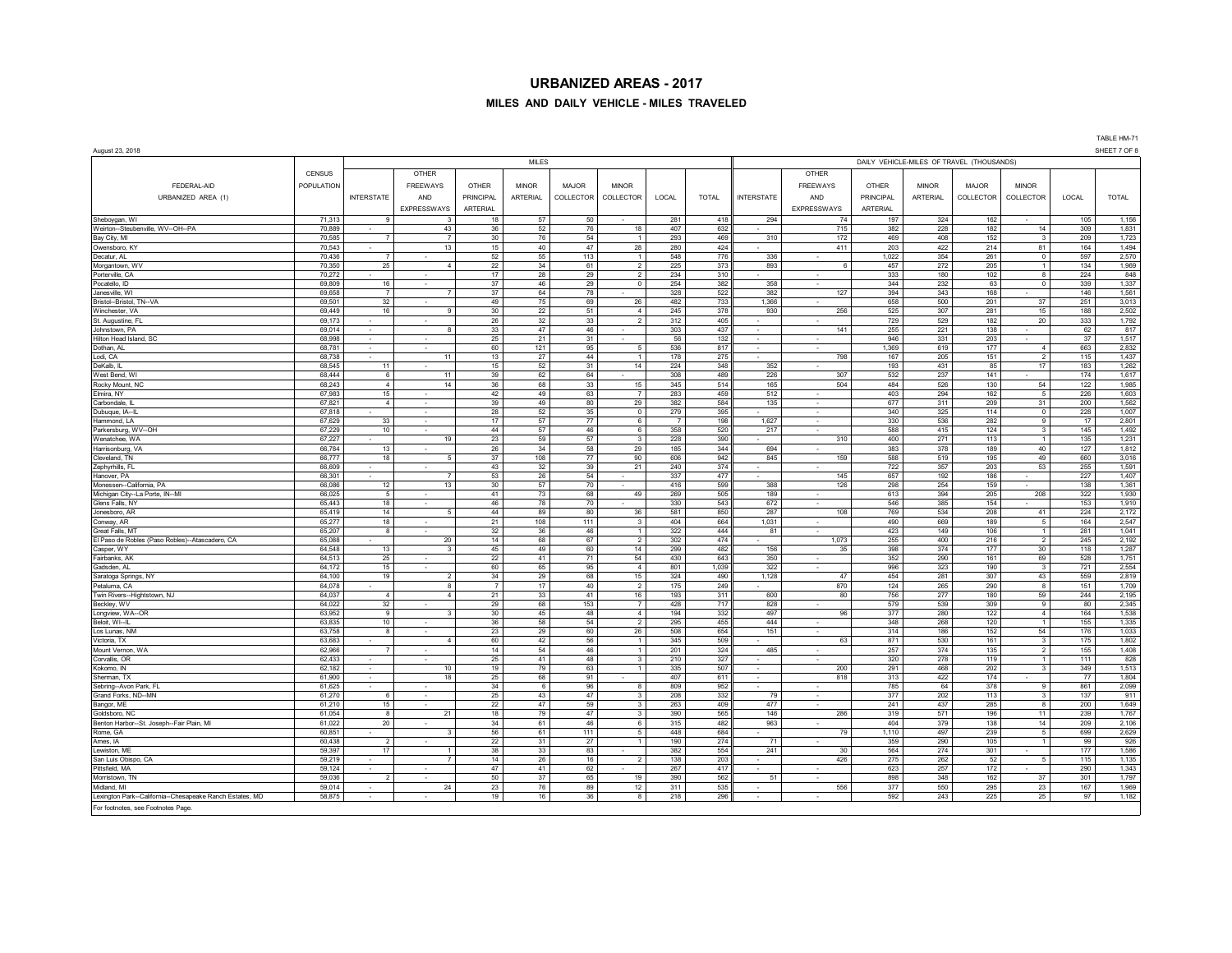# URBANIZED AREAS - 2017

## MILES AND DAILY VEHICLE - MILES TRAVELED

TABLE HM-71

August 23, 2018

SHEET 7 OF 8

| FEDERAL-AID URBANIZED AREA (1) | CENSUS POPULATION | MILES | | | | | | | | DAILY VEHICLE-MILES OF TRAVEL (THOUSANDS) | | | | | | | |
|---|---|---|---|---|---|---|---|---|---|---|---|---|---|---|---|---|---|
| | | INTERSTATE | OTHER FREEWAYS AND EXPRESSWAYS | OTHER PRINCIPAL ARTERIAL | MINOR ARTERIAL | MAJOR COLLECTOR | MINOR COLLECTOR | LOCAL | TOTAL | INTERSTATE | OTHER FREEWAYS AND EXPRESSWAYS | OTHER PRINCIPAL ARTERIAL | MINOR ARTERIAL | MAJOR COLLECTOR | MINOR COLLECTOR | LOCAL | TOTAL |
| Sheboygan, WI | 71,313 | 9 | 3 | 18 | 57 | 50 | - | 281 | 418 | 294 | 74 | 197 | 324 | 162 | - | 105 | 1,156 |
| Weirton--Steubenville, WV--OH--PA | 70,889 | - | 43 | 36 | 52 | 76 | 18 | 407 | 632 | - | 715 | 382 | 228 | 182 | 14 | 309 | 1,831 |
| Bay City, MI | 70,585 | 7 | 7 | 30 | 76 | 54 | 1 | 293 | 469 | 310 | 172 | 469 | 408 | 152 | 3 | 209 | 1,723 |
| Owensboro, KY | 70,543 | - | 13 | 15 | 40 | 47 | 28 | 280 | 424 | - | 411 | 203 | 422 | 214 | 81 | 164 | 1,494 |
| Decatur, AL | 70,436 | 7 | - | 52 | 55 | 113 | 1 | 548 | 776 | 336 | - | 1,022 | 354 | 261 | 0 | 597 | 2,570 |
| Morgantown, WV | 70,350 | 25 | 4 | 22 | 34 | 61 | 2 | 225 | 373 | 893 | 6 | 457 | 272 | 205 | 1 | 134 | 1,969 |
| Porterville, CA | 70,272 | - | - | 17 | 28 | 29 | 2 | 234 | 310 | - | - | 333 | 180 | 102 | 8 | 224 | 848 |
| Pocatello, ID | 69,809 | 16 | - | 37 | 46 | 29 | 0 | 254 | 382 | 358 | - | 344 | 232 | 63 | 0 | 339 | 1,337 |
| Janesville, WI | 69,658 | 7 | 7 | 37 | 64 | 78 | - | 328 | 522 | 382 | 127 | 394 | 343 | 168 | - | 146 | 1,561 |
| Bristol--Bristol, TN--VA | 69,501 | 32 | - | 49 | 75 | 69 | 26 | 482 | 733 | 1,366 | - | 658 | 500 | 201 | 37 | 251 | 3,013 |
| Winchester, VA | 69,449 | 16 | 9 | 30 | 22 | 51 | 4 | 245 | 378 | 930 | 256 | 525 | 307 | 281 | 15 | 188 | 2,502 |
| St. Augustine, FL | 69,173 | - | - | 26 | 32 | 33 | 2 | 312 | 405 | - | - | 729 | 529 | 182 | 20 | 333 | 1,792 |
| Johnstown, PA | 69,014 | - | 8 | 33 | 47 | 46 | - | 303 | 437 | - | 141 | 255 | 221 | 138 | - | 62 | 817 |
| Hilton Head Island, SC | 68,998 | - | - | 25 | 21 | 31 | - | 56 | 132 | - | - | 946 | 331 | 203 | - | 37 | 1,517 |
| Dothan, AL | 68,781 | - | - | 60 | 121 | 95 | 5 | 536 | 817 | - | - | 1,369 | 619 | 177 | 4 | 663 | 2,832 |
| Lodi, CA | 68,738 | - | 11 | 13 | 27 | 44 | 1 | 178 | 275 | - | 798 | 167 | 205 | 151 | 2 | 115 | 1,437 |
| DeKalb, IL | 68,545 | 11 | - | 15 | 52 | 31 | 14 | 224 | 348 | 352 | - | 193 | 431 | 85 | 17 | 183 | 1,262 |
| West Bend, WI | 68,444 | 6 | 11 | 39 | 62 | 64 | - | 308 | 489 | 226 | 307 | 532 | 237 | 141 | - | 174 | 1,617 |
| Rocky Mount, NC | 68,243 | 4 | 14 | 36 | 68 | 33 | 15 | 345 | 514 | 165 | 504 | 484 | 526 | 130 | 54 | 122 | 1,985 |
| Elmira, NY | 67,983 | 15 | - | 42 | 49 | 63 | 7 | 283 | 459 | 512 | - | 403 | 294 | 162 | 5 | 226 | 1,603 |
| Carbondale, IL | 67,821 | 4 | - | 39 | 49 | 80 | 29 | 382 | 584 | 135 | - | 677 | 311 | 209 | 31 | 200 | 1,562 |
| Dubuque, IA--IL | 67,818 | - | - | 28 | 52 | 35 | 0 | 279 | 395 | - | - | 340 | 325 | 114 | 0 | 228 | 1,007 |
| Hammond, LA | 67,629 | 33 | - | 17 | 57 | 77 | 6 | 7 | 198 | 1,627 | - | 330 | 536 | 282 | 9 | 17 | 2,801 |
| Parkersburg, WV--OH | 67,229 | 10 | - | 44 | 57 | 46 | 6 | 358 | 520 | 217 | - | 588 | 415 | 124 | 3 | 145 | 1,492 |
| Wenatchee, WA | 67,227 | - | 19 | 23 | 59 | 57 | 3 | 228 | 390 | - | 310 | 400 | 271 | 113 | 1 | 135 | 1,231 |
| Harrisonburg, VA | 66,784 | 13 | - | 26 | 34 | 58 | 29 | 185 | 344 | 694 | - | 383 | 378 | 189 | 40 | 127 | 1,812 |
| Cleveland, TN | 66,777 | 18 | 5 | 37 | 108 | 77 | 90 | 606 | 942 | 845 | 159 | 588 | 519 | 195 | 49 | 660 | 3,016 |
| Zephyrhills, FL | 66,609 | - | - | 43 | 32 | 39 | 21 | 240 | 374 | - | - | 722 | 357 | 203 | 53 | 255 | 1,591 |
| Hanover, PA | 66,301 | - | 7 | 53 | 26 | 54 | - | 337 | 477 | - | 145 | 657 | 192 | 186 | - | 227 | 1,407 |
| Monessen--California, PA | 66,086 | 12 | 13 | 30 | 57 | 70 | - | 416 | 599 | 388 | 126 | 298 | 254 | 159 | - | 138 | 1,361 |
| Michigan City--La Porte, IN--MI | 66,025 | 5 | - | 41 | 73 | 68 | 49 | 269 | 505 | 189 | - | 613 | 394 | 205 | 208 | 322 | 1,930 |
| Glens Falls, NY | 65,443 | 18 | - | 46 | 78 | 70 | - | 330 | 543 | 672 | - | 546 | 385 | 154 | - | 153 | 1,910 |
| Jonesboro, AR | 65,419 | 14 | 5 | 44 | 89 | 80 | 36 | 581 | 850 | 287 | 108 | 769 | 534 | 208 | 41 | 224 | 2,172 |
| Conway, AR | 65,277 | 18 | - | 21 | 108 | 111 | 3 | 404 | 664 | 1,031 | - | 490 | 669 | 189 | 5 | 164 | 2,547 |
| Great Falls, MT | 65,207 | 8 | - | 32 | 36 | 46 | 1 | 322 | 444 | 81 | - | 423 | 149 | 106 | 1 | 281 | 1,041 |
| El Paso de Robles (Paso Robles)--Atascadero, CA | 65,088 | - | 20 | 14 | 68 | 67 | 2 | 302 | 474 | - | 1,073 | 255 | 400 | 216 | 2 | 245 | 2,192 |
| Casper, WY | 64,548 | 13 | 3 | 45 | 49 | 60 | 14 | 299 | 482 | 156 | 35 | 398 | 374 | 177 | 30 | 118 | 1,287 |
| Fairbanks, AK | 64,513 | 25 | - | 22 | 41 | 71 | 54 | 430 | 643 | 350 | - | 352 | 290 | 161 | 69 | 528 | 1,751 |
| Gadsden, AL | 64,172 | 15 | - | 60 | 65 | 95 | 4 | 801 | 1,039 | 322 | - | 996 | 323 | 190 | 3 | 721 | 2,554 |
| Saratoga Springs, NY | 64,100 | 19 | 2 | 34 | 29 | 68 | 15 | 324 | 490 | 1,128 | 47 | 454 | 281 | 307 | 43 | 559 | 2,819 |
| Petaluma, CA | 64,078 | - | 8 | 7 | 17 | 40 | 2 | 175 | 249 | - | 870 | 124 | 265 | 290 | 8 | 151 | 1,709 |
| Twin Rivers--Hightstown, NJ | 64,037 | 4 | 4 | 21 | 33 | 41 | 16 | 193 | 311 | 600 | 80 | 756 | 277 | 180 | 59 | 244 | 2,195 |
| Beckley, WV | 64,022 | 32 | - | 29 | 68 | 153 | 7 | 428 | 717 | 828 | - | 579 | 539 | 309 | 9 | 80 | 2,345 |
| Longview, WA--OR | 63,952 | 9 | 3 | 30 | 45 | 48 | 4 | 194 | 332 | 497 | 96 | 377 | 280 | 122 | 4 | 164 | 1,538 |
| Beloit, WI--IL | 63,835 | 10 | - | 36 | 58 | 54 | 2 | 295 | 455 | 444 | - | 348 | 268 | 120 | 1 | 155 | 1,335 |
| Los Lunas, NM | 63,758 | 8 | - | 23 | 29 | 60 | 26 | 508 | 654 | 151 | - | 314 | 186 | 152 | 54 | 176 | 1,033 |
| Victoria, TX | 63,683 | - | 4 | 60 | 42 | 56 | 1 | 345 | 509 | - | 63 | 871 | 530 | 161 | 3 | 175 | 1,802 |
| Mount Vernon, WA | 62,966 | 7 | - | 14 | 54 | 46 | 1 | 201 | 324 | 485 | - | 257 | 374 | 135 | 2 | 155 | 1,408 |
| Corvallis, OR | 62,433 | - | - | 25 | 41 | 48 | 3 | 210 | 327 | - | - | 320 | 278 | 119 | 1 | 111 | 828 |
| Kokomo, IN | 62,182 | - | 10 | 19 | 79 | 63 | 1 | 335 | 507 | - | 200 | 291 | 468 | 202 | 3 | 349 | 1,513 |
| Sherman, TX | 61,900 | - | 18 | 25 | 68 | 91 | - | 407 | 611 | - | 818 | 313 | 422 | 174 | - | 77 | 1,804 |
| Sebring--Avon Park, FL | 61,625 | - | - | 34 | 6 | 96 | 8 | 809 | 952 | - | - | 785 | 64 | 378 | 9 | 861 | 2,099 |
| Grand Forks, ND--MN | 61,270 | 6 | - | 25 | 43 | 47 | 3 | 208 | 332 | 79 | - | 377 | 202 | 113 | 3 | 137 | 911 |
| Bangor, ME | 61,210 | 15 | - | 22 | 47 | 59 | 3 | 263 | 409 | 477 | - | 241 | 437 | 285 | 8 | 200 | 1,649 |
| Goldsboro, NC | 61,054 | 8 | 21 | 18 | 79 | 47 | 3 | 390 | 565 | 146 | 286 | 319 | 571 | 196 | 11 | 239 | 1,767 |
| Benton Harbor--St. Joseph--Fair Plain, MI | 61,022 | 20 | - | 34 | 61 | 46 | 6 | 315 | 482 | 963 | - | 404 | 379 | 138 | 14 | 209 | 2,106 |
| Rome, GA | 60,851 | - | 3 | 56 | 61 | 111 | 5 | 448 | 684 | - | 79 | 1,110 | 497 | 239 | 5 | 699 | 2,629 |
| Ames, IA | 60,438 | 2 | - | 22 | 31 | 27 | 1 | 190 | 274 | 71 | - | 359 | 290 | 105 | 1 | 99 | 926 |
| Lewiston, ME | 59,397 | 17 | 1 | 38 | 33 | 83 | - | 382 | 554 | 241 | 30 | 564 | 274 | 301 | - | 177 | 1,586 |
| San Luis Obispo, CA | 59,219 | - | 7 | 14 | 26 | 16 | 2 | 138 | 203 | - | 426 | 275 | 262 | 52 | 5 | 115 | 1,135 |
| Pittsfield, MA | 59,124 | - | - | 47 | 41 | 62 | - | 267 | 417 | - | - | 623 | 257 | 172 | - | 290 | 1,343 |
| Morristown, TN | 59,036 | 2 | - | 50 | 37 | 65 | 19 | 390 | 562 | 51 | - | 898 | 348 | 162 | 37 | 301 | 1,797 |
| Midland, MI | 59,014 | - | 24 | 23 | 76 | 89 | 12 | 311 | 535 | - | 556 | 377 | 550 | 295 | 23 | 167 | 1,969 |
| Lexington Park--California--Chesapeake Ranch Estates, MD | 58,875 | - | - | 19 | 16 | 36 | 8 | 218 | 296 | - | - | 592 | 243 | 225 | 25 | 97 | 1,182 |

For footnotes, see Footnotes Page.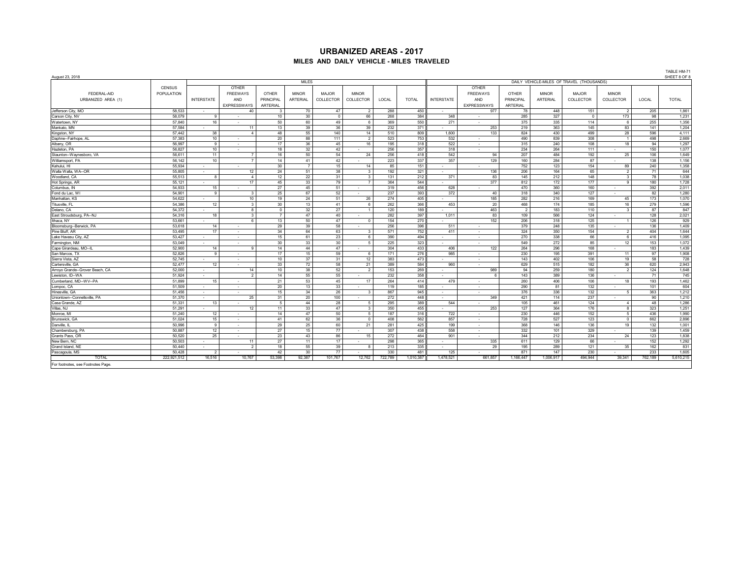# URBANIZED AREAS - 2017

## MILES AND DAILY VEHICLE - MILES TRAVELED

TABLE HM-71

August 23, 2018

| FEDERAL-AID URBANIZED AREA (1) | CENSUS POPULATION | MILES | | | | | | | | | DAILY VEHICLE-MILES OF TRAVEL (THOUSANDS) | | | | | | | | |
|---|---|---|---|---|---|---|---|---|---|---|---|---|---|---|---|---|---|---|---|
| | | INTERSTATE | OTHER FREEWAYS AND EXPRESSWAYS | OTHER PRINCIPAL ARTERIAL | MINOR ARTERIAL | MAJOR COLLECTOR | MINOR COLLECTOR | LOCAL | TOTAL | INTERSTATE | OTHER FREEWAYS AND EXPRESSWAYS | OTHER PRINCIPAL ARTERIAL | MINOR ARTERIAL | MAJOR COLLECTOR | MINOR COLLECTOR | LOCAL | TOTAL |
| Jefferson City, MO | 58,533 | - | 40 | 3 | 70 | 47 | 2 | 288 | 450 | - | 977 | 78 | 448 | 151 | 2 | 205 | 1,861 |
| Carson City, NV | 58,079 | 9 | - | 10 | 30 | 0 | 66 | 268 | 384 | 348 | - | 285 | 327 | 0 | 173 | 98 | 1,231 |
| Watertown, NY | 57,840 | 16 | - | 50 | 60 | 49 | 6 | 369 | 550 | 271 | - | 375 | 335 | 114 | 6 | 255 | 1,356 |
| Mankato, MN | 57,584 | - | 11 | 13 | 39 | 36 | 39 | 232 | 371 | - | 253 | 219 | 363 | 145 | 83 | 141 | 1,204 |
| Kingston, NY | 57,442 | 38 | 4 | 48 | 55 | 140 | 14 | 510 | 809 | 1,600 | 133 | 824 | 430 | 499 | 28 | 596 | 4,111 |
| Daphne--Fairhope, AL | 57,383 | 10 | - | 20 | 88 | 111 | 2 | 523 | 753 | 532 | - | 490 | 839 | 308 | 1 | 498 | 2,669 |
| Albany, OR | 56,997 | 9 | - | 17 | 36 | 45 | 16 | 195 | 318 | 522 | - | 315 | 240 | 108 | 18 | 94 | 1,297 |
| Hazleton, PA | 56,827 | 10 | - | 18 | 32 | 42 | - | 256 | 357 | 318 | - | 234 | 264 | 111 | - | 150 | 1,077 |
| Staunton--Waynesboro, VA | 56,611 | 11 | 7 | 16 | 50 | 54 | 24 | 256 | 418 | 542 | 94 | 207 | 484 | 192 | 25 | 106 | 1,649 |
| Williamsport, PA | 56,142 | 10 | 7 | 14 | 41 | 42 | - | 223 | 337 | 357 | 129 | 160 | 284 | 87 | - | 138 | 1,156 |
| Kahului, HI | 55,934 | - | - | 30 | 7 | 15 | 14 | 85 | 151 | - | - | 752 | 123 | 154 | 89 | 240 | 1,358 |
| Walla Walla, WA--OR | 55,805 | - | 12 | 24 | 51 | 38 | 3 | 192 | 321 | - | 136 | 206 | 164 | 65 | 2 | 71 | 644 |
| Woodland, CA | 55,513 | 8 | 4 | 12 | 22 | 31 | 3 | 131 | 212 | 371 | 83 | 145 | 212 | 148 | 3 | 78 | 1,038 |
| Hot Springs, AR | 55,121 | - | 17 | 45 | 33 | 79 | 7 | 364 | 544 | - | 377 | 812 | 172 | 177 | 9 | 180 | 1,728 |
| Columbus, IN | 54,933 | 15 | - | 27 | 45 | 51 | - | 319 | 456 | 628 | - | 470 | 360 | 160 | - | 392 | 2,011 |
| Fond du Lac, WI | 54,901 | 9 | 3 | 25 | 67 | 52 | - | 237 | 393 | 372 | 40 | 318 | 340 | 127 | - | 82 | 1,280 |
| Manhattan, KS | 54,622 | - | 10 | 19 | 24 | 51 | 26 | 274 | 405 | - | 185 | 282 | 216 | 169 | 45 | 173 | 1,070 |
| Titusville, FL | 54,386 | 12 | 3 | 30 | 13 | 41 | 6 | 262 | 366 | 453 | 20 | 468 | 174 | 185 | 16 | 279 | 1,596 |
| Delano, CA | 54,372 | - | 8 | 0 | 32 | 27 | 1 | 120 | 189 | - | 463 | 2 | 183 | 110 | 3 | 87 | 847 |
| East Stroudsburg, PA--NJ | 54,316 | 18 | 3 | 7 | 47 | 40 | - | 282 | 397 | 1,011 | 83 | 109 | 566 | 124 | - | 128 | 2,021 |
| Ithaca, NY | 53,661 | - | 6 | 13 | 50 | 47 | 0 | 154 | 270 | - | 152 | 206 | 318 | 125 | 1 | 126 | 929 |
| Bloomsburg--Berwick, PA | 53,618 | 14 | - | 29 | 39 | 58 | - | 256 | 396 | 511 | - | 379 | 248 | 135 | - | 136 | 1,409 |
| Pine Bluff, AR | 53,495 | 17 | - | 34 | 64 | 63 | 3 | 571 | 752 | 411 | - | 324 | 350 | 154 | 2 | 404 | 1,644 |
| Lake Havasu City, AZ | 53,427 | - | - | 15 | 61 | 23 | 6 | 390 | 494 | - | - | 270 | 338 | 66 | 6 | 416 | 1,095 |
| Farmington, NM | 53,049 | - | - | 30 | 33 | 30 | 5 | 225 | 323 | - | - | 549 | 272 | 85 | 12 | 153 | 1,072 |
| Cape Girardeau, MO--IL | 52,900 | 14 | 9 | 14 | 44 | 47 | - | 304 | 433 | 406 | 122 | 264 | 296 | 168 | - | 183 | 1,439 |
| San Marcos, TX | 52,826 | 9 | - | 17 | 15 | 59 | 6 | 171 | 278 | 985 | - | 230 | 195 | 391 | 11 | 97 | 1,908 |
| Sierra Vista, AZ | 52,745 | - | - | 10 | 37 | 31 | 12 | 383 | 473 | - | - | 143 | 402 | 106 | 19 | 58 | 728 |
| Cartersville, GA | 52,477 | 12 | - | 33 | 72 | 58 | 21 | 389 | 584 | 960 | - | 629 | 515 | 182 | 36 | 620 | 2,943 |
| Arroyo Grande--Grover Beach, CA | 52,000 | - | 14 | 10 | 38 | 52 | 2 | 153 | 269 | - | 989 | 94 | 259 | 180 | 2 | 124 | 1,648 |
| Lewiston, ID--WA | 51,924 | - | 2 | 14 | 55 | 55 | - | 232 | 358 | - | 6 | 143 | 389 | 136 | - | 71 | 745 |
| Cumberland, MD--WV--PA | 51,899 | 15 | - | 21 | 53 | 45 | 17 | 264 | 414 | 479 | - | 260 | 406 | 106 | 18 | 193 | 1,462 |
| Lompoc, CA | 51,509 | - | - | 20 | 13 | 33 | - | 119 | 185 | - | - | 290 | 81 | 132 | - | 101 | 604 |
| Hinesville, GA | 51,456 | - | - | 15 | 34 | 28 | 3 | 867 | 945 | - | - | 376 | 336 | 132 | 5 | 363 | 1,212 |
| Uniontown--Connellsville, PA | 51,370 | - | 25 | 31 | 20 | 100 | - | 272 | 448 | - | 349 | 421 | 114 | 237 | - | 90 | 1,210 |
| Casa Grande, AZ | 51,331 | 13 | - | 5 | 44 | 28 | 5 | 295 | 389 | 544 | - | 105 | 461 | 124 | 4 | 48 | 1,286 |
| Villas, NJ | 51,291 | - | 12 | 11 | 33 | 47 | 3 | 350 | 455 | - | 253 | 127 | 364 | 176 | 8 | 323 | 1,251 |
| Monroe, MI | 51,240 | 12 | - | 14 | 47 | 50 | 5 | 187 | 316 | 722 | - | 230 | 446 | 152 | 5 | 436 | 1,990 |
| Brunswick, GA | 51,024 | 15 | - | 41 | 62 | 36 | 0 | 408 | 562 | 857 | - | 728 | 527 | 123 | 0 | 662 | 2,896 |
| Danville, IL | 50,996 | 9 | - | 29 | 25 | 60 | 21 | 281 | 425 | 199 | - | 368 | 146 | 136 | 19 | 132 | 1,001 |
| Chambersburg, PA | 50,887 | 12 | - | 27 | 15 | 77 | - | 307 | 438 | 558 | - | 332 | 101 | 329 | - | 139 | 1,459 |
| Grants Pass, OR | 50,520 | 25 | - | 23 | 43 | 86 | 15 | 272 | 464 | 901 | - | 344 | 212 | 234 | 24 | 123 | 1,838 |
| New Bern, NC | 50,503 | - | 11 | 27 | 11 | 17 | - | 298 | 365 | - | 335 | 611 | 129 | 66 | - | 152 | 1,292 |
| Grand Island, NE | 50,440 | - | 2 | 18 | 55 | 39 | 8 | 213 | 335 | - | 29 | 195 | 289 | 121 | 35 | 162 | 831 |
| Pascagoula, MS | 50,428 | 2 | - | 42 | 30 | 77 | - | 330 | 481 | 125 | - | 871 | 147 | 230 | - | 233 | 1,605 |
| TOTAL | 222,921,512 | 16,516 | 10,767 | 53,398 | 92,387 | 101,767 | 12,762 | 722,789 | 1,010,387 | 1,478,521 | 661,857 | 1,166,447 | 1,006,917 | 494,944 | 39,341 | 762,189 | 5,610,215 |

For footnotes, see Footnotes Page.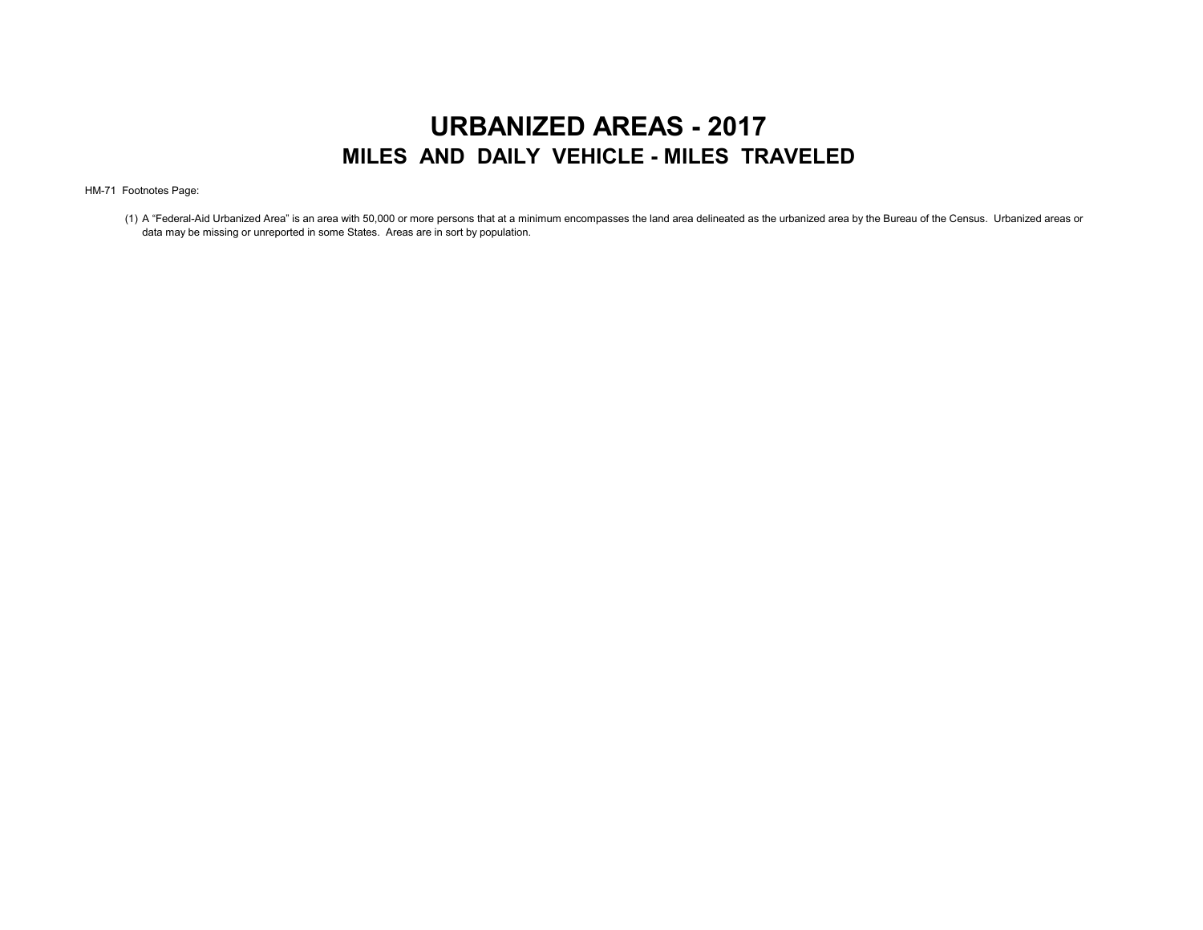# URBANIZED AREAS - 2017

## MILES AND DAILY VEHICLE - MILES TRAVELED

HM-71 Footnotes Page:

(1) A “Federal-Aid Urbanized Area” is an area with 50,000 or more persons that at a minimum encompasses the land area delineated as the urbanized area by the Bureau of the Census. Urbanized areas or data may be missing or unreported in some States. Areas are in sort by population.